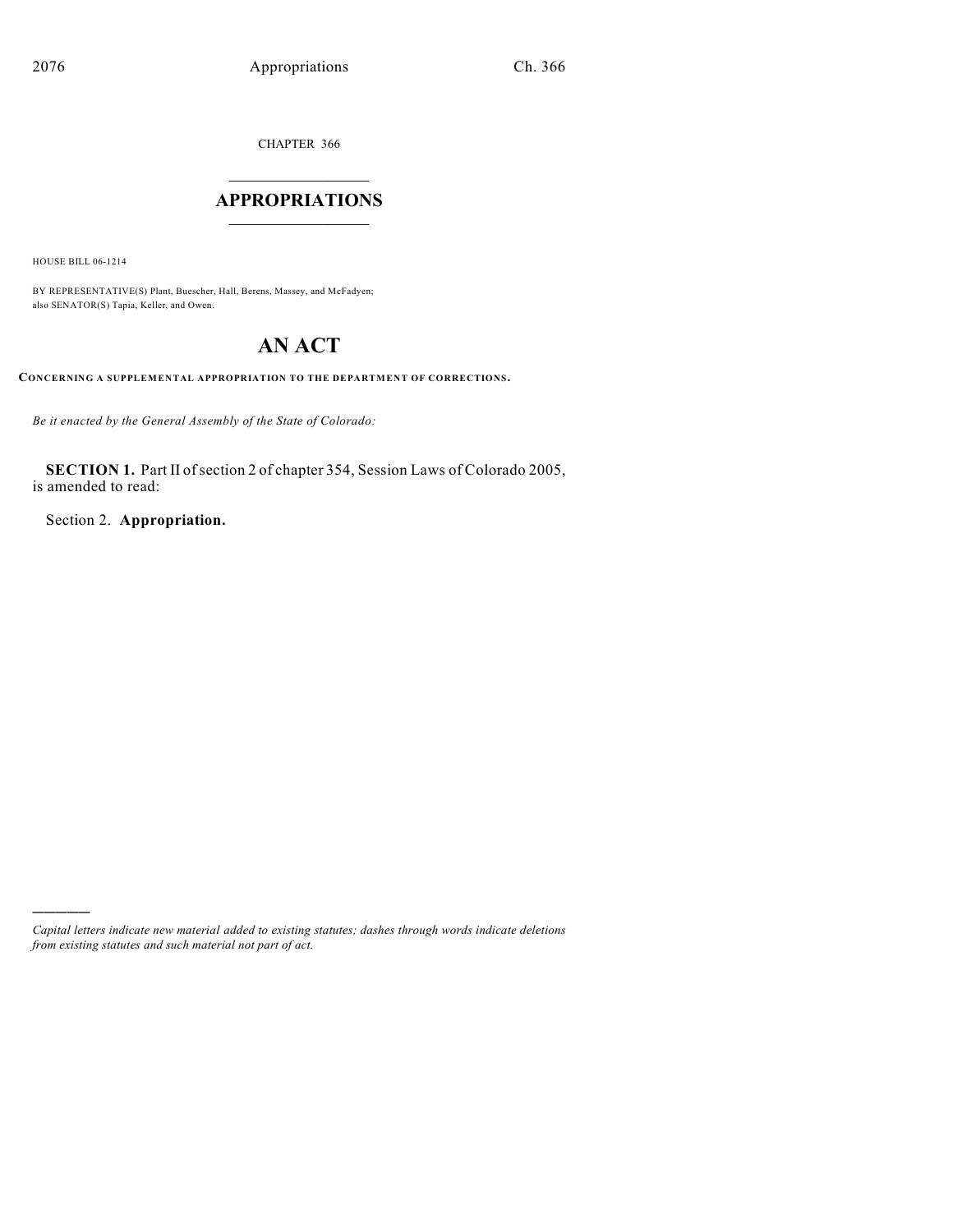CHAPTER 366

# APPROPRIATIONS

HOUSE BILL 06-1214

BY REPRESENTATIVE(S) Plant, Buescher, Hall, Berens, Massey, and McFadyen;
also SENATOR(S) Tapia, Keller, and Owen.

# AN ACT

**CONCERNING A SUPPLEMENTAL APPROPRIATION TO THE DEPARTMENT OF CORRECTIONS.**

*Be it enacted by the General Assembly of the State of Colorado:*

**SECTION 1.** Part II of section 2 of chapter 354, Session Laws of Colorado 2005, is amended to read:

Section 2. **Appropriation.**

---

*Capital letters indicate new material added to existing statutes; dashes through words indicate deletions from existing statutes and such material not part of act.*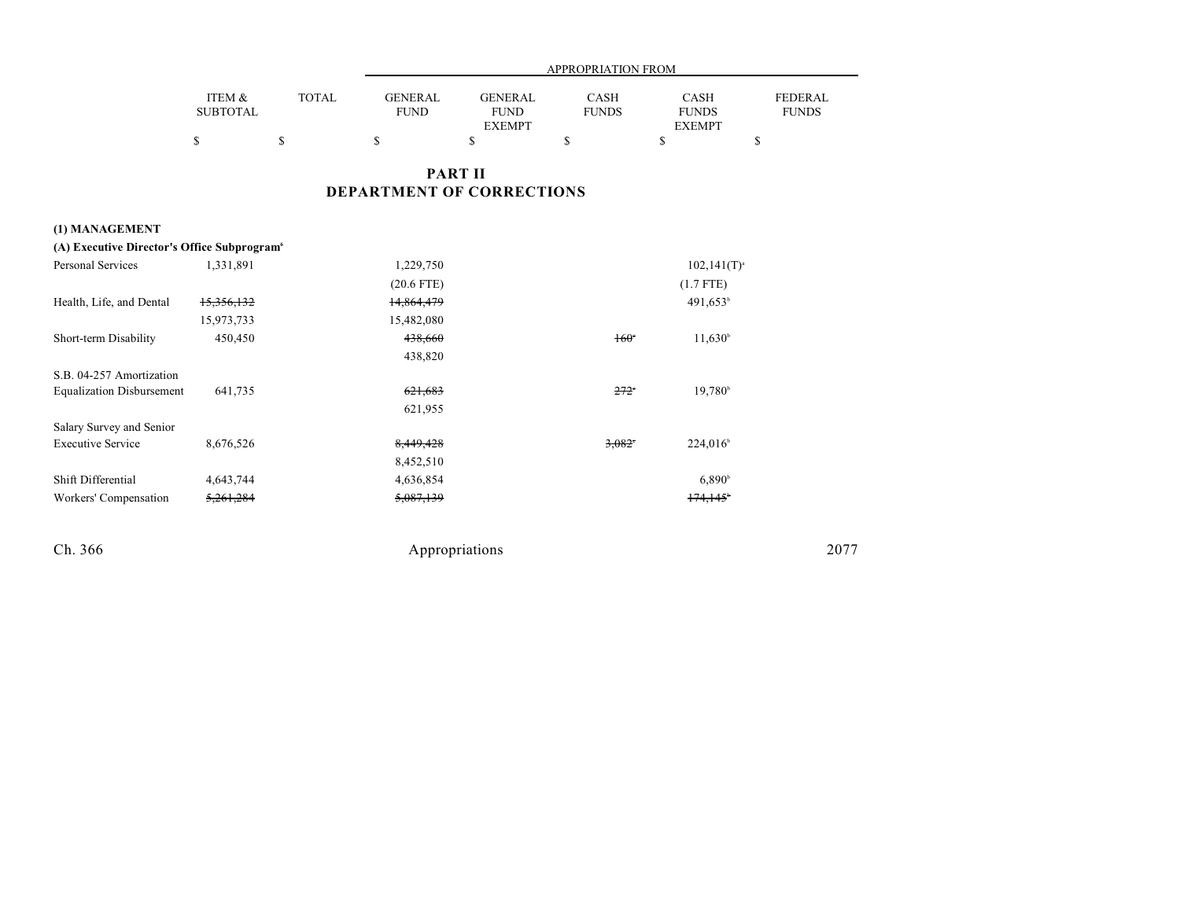| | ITEM & SUBTOTAL | TOTAL | APPROPRIATION FROM GENERAL FUND | GENERAL FUND EXEMPT | CASH FUNDS | CASH FUNDS EXEMPT | FEDERAL FUNDS |
|---|---|---|---|---|---|---|---|
| | $ | $ | $ | $ | $ | $ | $ |

## PART II
## DEPARTMENT OF CORRECTIONS

**(1) MANAGEMENT**

**(A) Executive Director's Office Subprogram**[6]

| | ITEM & SUBTOTAL | TOTAL | GENERAL FUND | GENERAL FUND EXEMPT | CASH FUNDS | CASH FUNDS EXEMPT | FEDERAL FUNDS |
|---|---|---|---|---|---|---|---|
| Personal Services | 1,331,891 | | 1,229,750 | | | 102,141(T)[a] | |
| | | | (20.6 FTE) | | | (1.7 FTE) | |
| Health, Life, and Dental | ~~15,356,132~~ | | ~~14,864,479~~ | | | 491,653[b] | |
| | 15,973,733 | | 15,482,080 | | | | |
| Short-term Disability | 450,450 | | ~~438,660~~ | | ~~160~~[c] | 11,630[b] | |
| | | | 438,820 | | | | |
| S.B. 04-257 Amortization Equalization Disbursement | 641,735 | | ~~621,683~~ | | ~~272~~[c] | 19,780[b] | |
| | | | 621,955 | | | | |
| Salary Survey and Senior Executive Service | 8,676,526 | | ~~8,449,428~~ | | ~~3,082~~[c] | 224,016[b] | |
| | | | 8,452,510 | | | | |
| Shift Differential | 4,643,744 | | 4,636,854 | | | 6,890[b] | |
| Workers' Compensation | ~~5,261,284~~ | | ~~5,087,139~~ | | | ~~174,145~~[b] | |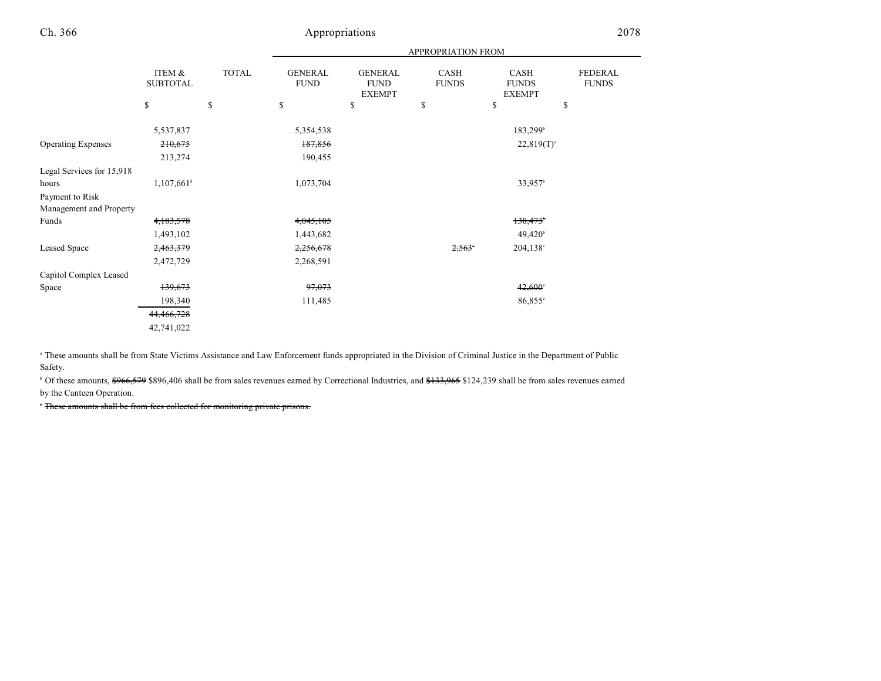| | ITEM & SUBTOTAL | TOTAL | APPROPRIATION FROM | | | | |
|---|---|---|---|---|---|---|---|
| | | | GENERAL FUND | GENERAL FUND EXEMPT | CASH FUNDS | CASH FUNDS EXEMPT | FEDERAL FUNDS |
| | $ | $ | $ | $ | $ | $ | $ |
| | 5,537,837 | | 5,354,538 | | | 183,299[b] | |
| Operating Expenses | ~~210,675~~ | | ~~187,856~~ | | | 22,819(T)[a] | |
| | 213,274 | | 190,455 | | | | |
| Legal Services for 15,918 hours | 1,107,661[d] | | 1,073,704 | | | 33,957[b] | |
| Payment to Risk Management and Property Funds | ~~4,183,578~~ | | ~~4,045,105~~ | | | ~~138,473[b]~~ | |
| | 1,493,102 | | 1,443,682 | | | 49,420[b] | |
| Leased Space | ~~2,463,379~~ | | ~~2,256,678~~ | | ~~2,563[e]~~ | 204,138[c] | |
| | 2,472,729 | | 2,268,591 | | | | |
| Capitol Complex Leased Space | ~~139,673~~ | | ~~97,073~~ | | | ~~42,600[c]~~ | |
| | 198,340 | | 111,485 | | | 86,855[c] | |
| | ~~44,466,728~~ | | | | | | |
| | 42,741,022 | | | | | | |

[a] These amounts shall be from State Victims Assistance and Law Enforcement funds appropriated in the Division of Criminal Justice in the Department of Public Safety.

[b] Of these amounts, ~~$966,579~~ $896,406 shall be from sales revenues earned by Correctional Industries, and ~~$133,965~~ $124,239 shall be from sales revenues earned by the Canteen Operation.

~~[e] These amounts shall be from fees collected for monitoring private prisons.~~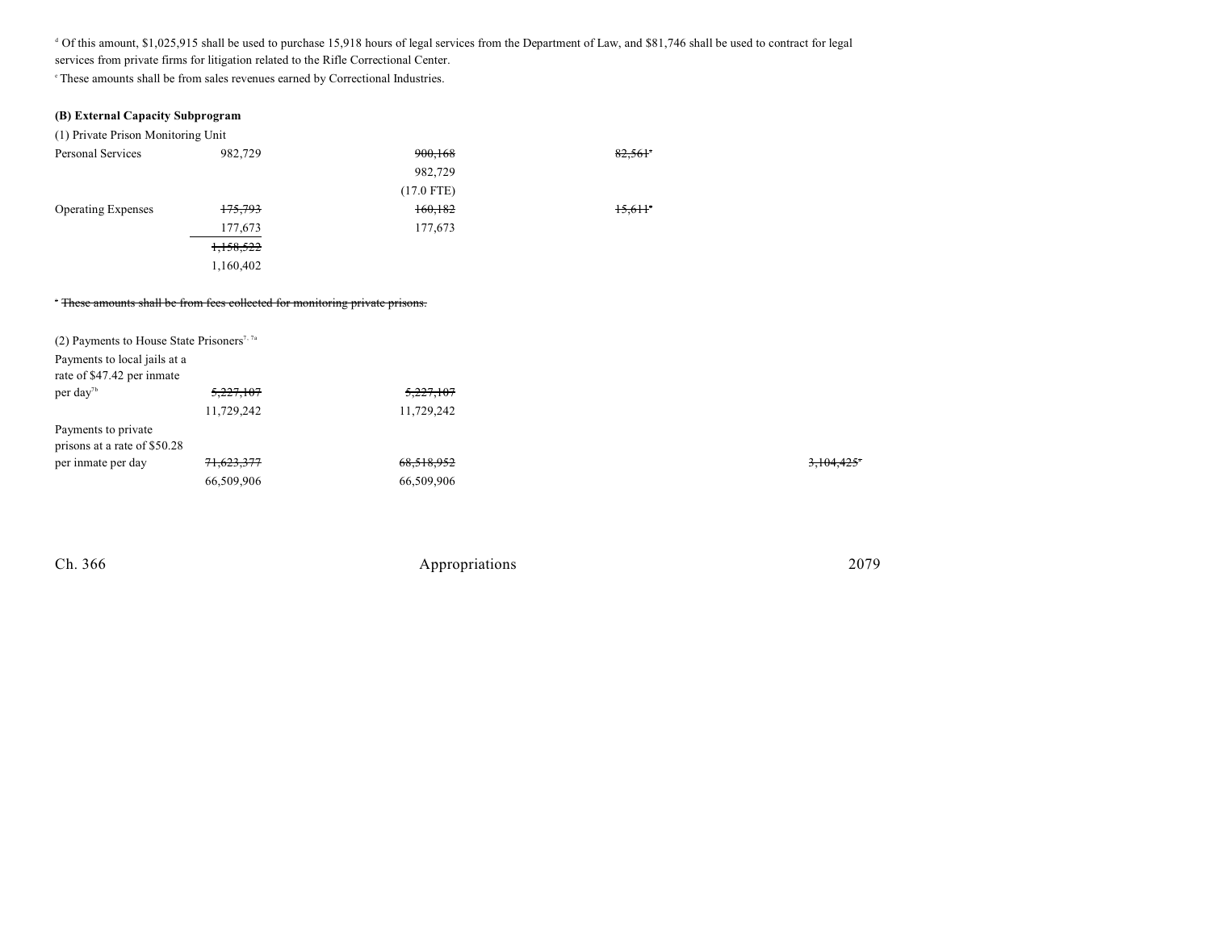[d] Of this amount, $1,025,915 shall be used to purchase 15,918 hours of legal services from the Department of Law, and $81,746 shall be used to contract for legal services from private firms for litigation related to the Rifle Correctional Center.

[e] These amounts shall be from sales revenues earned by Correctional Industries.

**(B) External Capacity Subprogram**

| | Total | General Fund | Cash Funds | Cash Funds Exempt |
|---|---|---|---|---|
| (1) Private Prison Monitoring Unit | | | | |
| Personal Services | 982,729 | ~~900,168~~<br>982,729<br>(17.0 FTE) | ~~82,561[a]~~ | |
| Operating Expenses | ~~175,793~~<br>177,673 | ~~160,182~~<br>177,673 | ~~15,611[a]~~ | |
| | ~~1,158,522~~<br>1,160,402 | | | |

[a] ~~These amounts shall be from fees collected for monitoring private prisons.~~

| | Total | General Fund | Cash Funds | Cash Funds Exempt |
|---|---|---|---|---|
| (2) Payments to House State Prisoners[7, 7a] | | | | |
| Payments to local jails at a rate of $47.42 per inmate per day[7b] | ~~5,227,107~~<br>11,729,242 | ~~5,227,107~~<br>11,729,242 | | |
| Payments to private prisons at a rate of $50.28 per inmate per day | ~~71,623,377~~<br>66,509,906 | ~~68,518,952~~<br>66,509,906 | | ~~3,104,425[a]~~ |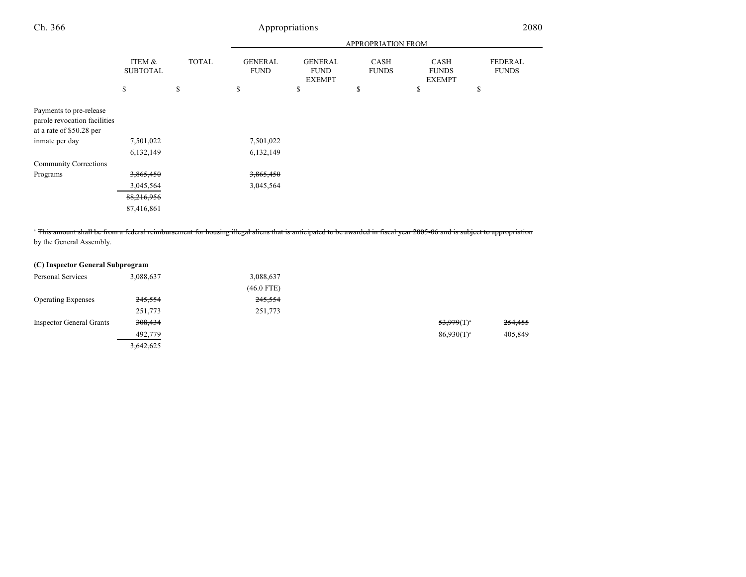| | ITEM & SUBTOTAL | TOTAL | APPROPRIATION FROM GENERAL FUND | GENERAL FUND EXEMPT | CASH FUNDS | CASH FUNDS EXEMPT | FEDERAL FUNDS |
|---|---|---|---|---|---|---|---|
| | $ | $ | $ | $ | $ | $ | $ |
| Payments to pre-release parole revocation facilities at a rate of $50.28 per inmate per day | ~~7,501,022~~ | | ~~7,501,022~~ | | | | |
| | 6,132,149 | | 6,132,149 | | | | |
| Community Corrections Programs | ~~3,865,450~~ | | ~~3,865,450~~ | | | | |
| | 3,045,564 | | 3,045,564 | | | | |
| | ~~88,216,956~~ | | | | | | |
| | 87,416,861 | | | | | | |

~~[a] This amount shall be from a federal reimbursement for housing illegal aliens that is anticipated to be awarded in fiscal year 2005-06 and is subject to appropriation by the General Assembly.~~

**(C) Inspector General Subprogram**

| | ITEM & SUBTOTAL | TOTAL | GENERAL FUND | GENERAL FUND EXEMPT | CASH FUNDS | CASH FUNDS EXEMPT | FEDERAL FUNDS |
|---|---|---|---|---|---|---|---|
| Personal Services | 3,088,637 | | 3,088,637 | | | | |
| | | | (46.0 FTE) | | | | |
| Operating Expenses | ~~245,554~~ | | ~~245,554~~ | | | | |
| | 251,773 | | 251,773 | | | | |
| Inspector General Grants | ~~308,434~~ | | | | | ~~53,979(T)[a]~~ | ~~254,455~~ |
| | 492,779 | | | | | 86,930(T)[a] | 405,849 |
| | ~~3,642,625~~ | | | | | | |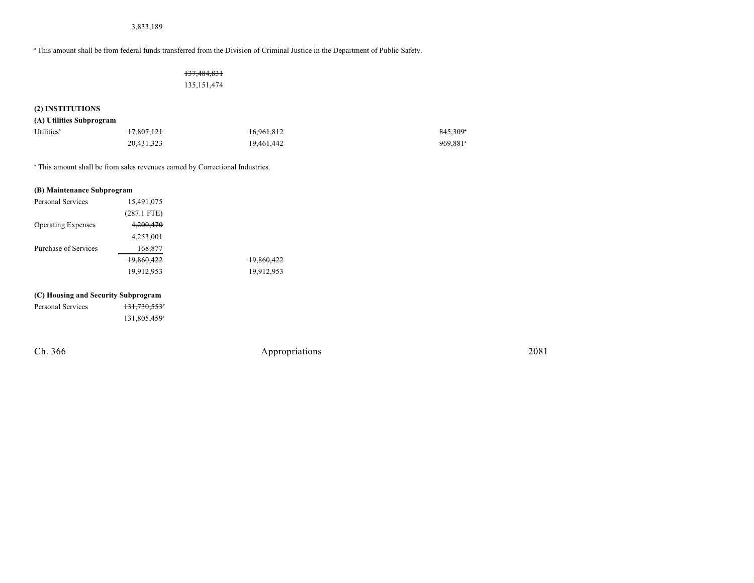3,833,189

[a] This amount shall be from federal funds transferred from the Division of Criminal Justice in the Department of Public Safety.

~~137,484,831~~
135,151,474

**(2) INSTITUTIONS**

**(A) Utilities Subprogram**

| | | | |
|---|---|---|---|
| Utilities[8] | ~~17,807,121~~ | ~~16,961,812~~ | ~~845,309~~[a] |
| | 20,431,323 | 19,461,442 | 969,881[a] |

[a] This amount shall be from sales revenues earned by Correctional Industries.

**(B) Maintenance Subprogram**

| | | |
|---|---|---|
| Personal Services | 15,491,075 | |
| | (287.1 FTE) | |
| Operating Expenses | ~~4,200,470~~ | |
| | 4,253,001 | |
| Purchase of Services | 168,877 | |
| | ~~19,860,422~~ | ~~19,860,422~~ |
| | 19,912,953 | 19,912,953 |

**(C) Housing and Security Subprogram**

| | |
|---|---|
| Personal Services | ~~131,730,553~~[a] |
| | 131,805,459[a] |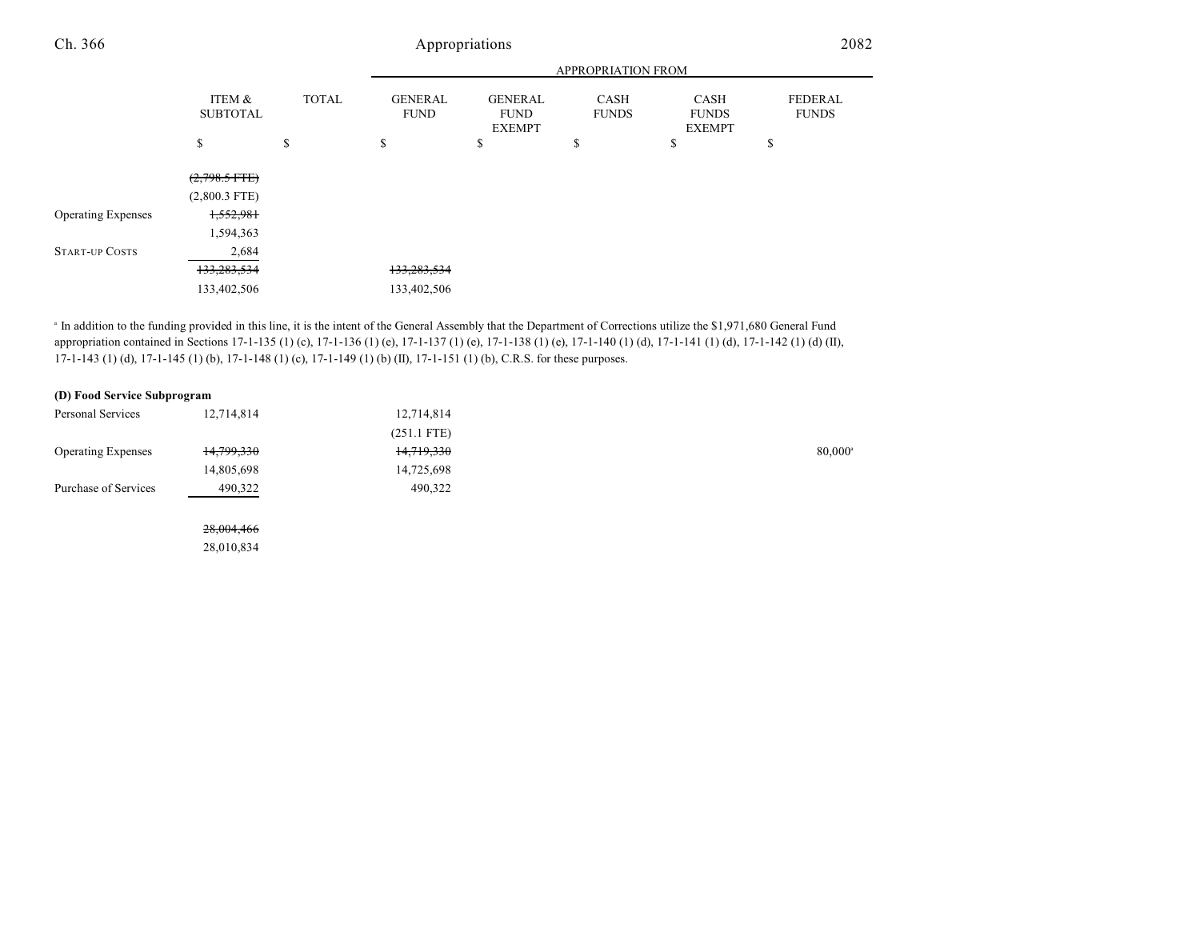| | ITEM & SUBTOTAL | TOTAL | APPROPRIATION FROM GENERAL FUND | GENERAL FUND EXEMPT | CASH FUNDS | CASH FUNDS EXEMPT | FEDERAL FUNDS |
|---|---|---|---|---|---|---|---|
| | $ | $ | $ | $ | $ | $ | $ |
| | ~~(2,798.5 FTE)~~ | | | | | | |
| | (2,800.3 FTE) | | | | | | |
| Operating Expenses | ~~1,552,981~~ | | | | | | |
| | 1,594,363 | | | | | | |
| START-UP COSTS | 2,684 | | | | | | |
| | ~~133,283,534~~ | | ~~133,283,534~~ | | | | |
| | 133,402,506 | | 133,402,506 | | | | |

[a] In addition to the funding provided in this line, it is the intent of the General Assembly that the Department of Corrections utilize the $1,971,680 General Fund appropriation contained in Sections 17-1-135 (1) (c), 17-1-136 (1) (e), 17-1-137 (1) (e), 17-1-138 (1) (e), 17-1-140 (1) (d), 17-1-141 (1) (d), 17-1-142 (1) (d) (II), 17-1-143 (1) (d), 17-1-145 (1) (b), 17-1-148 (1) (c), 17-1-149 (1) (b) (II), 17-1-151 (1) (b), C.R.S. for these purposes.

**(D) Food Service Subprogram**

| | ITEM & SUBTOTAL | TOTAL | GENERAL FUND | GENERAL FUND EXEMPT | CASH FUNDS | CASH FUNDS EXEMPT | FEDERAL FUNDS |
|---|---|---|---|---|---|---|---|
| Personal Services | 12,714,814 | | 12,714,814 | | | | |
| | | | (251.1 FTE) | | | | |
| Operating Expenses | ~~14,799,330~~ | | ~~14,719,330~~ | | | | 80,000[a] |
| | 14,805,698 | | 14,725,698 | | | | |
| Purchase of Services | 490,322 | | 490,322 | | | | |
| | ~~28,004,466~~ | | | | | | |
| | 28,010,834 | | | | | | |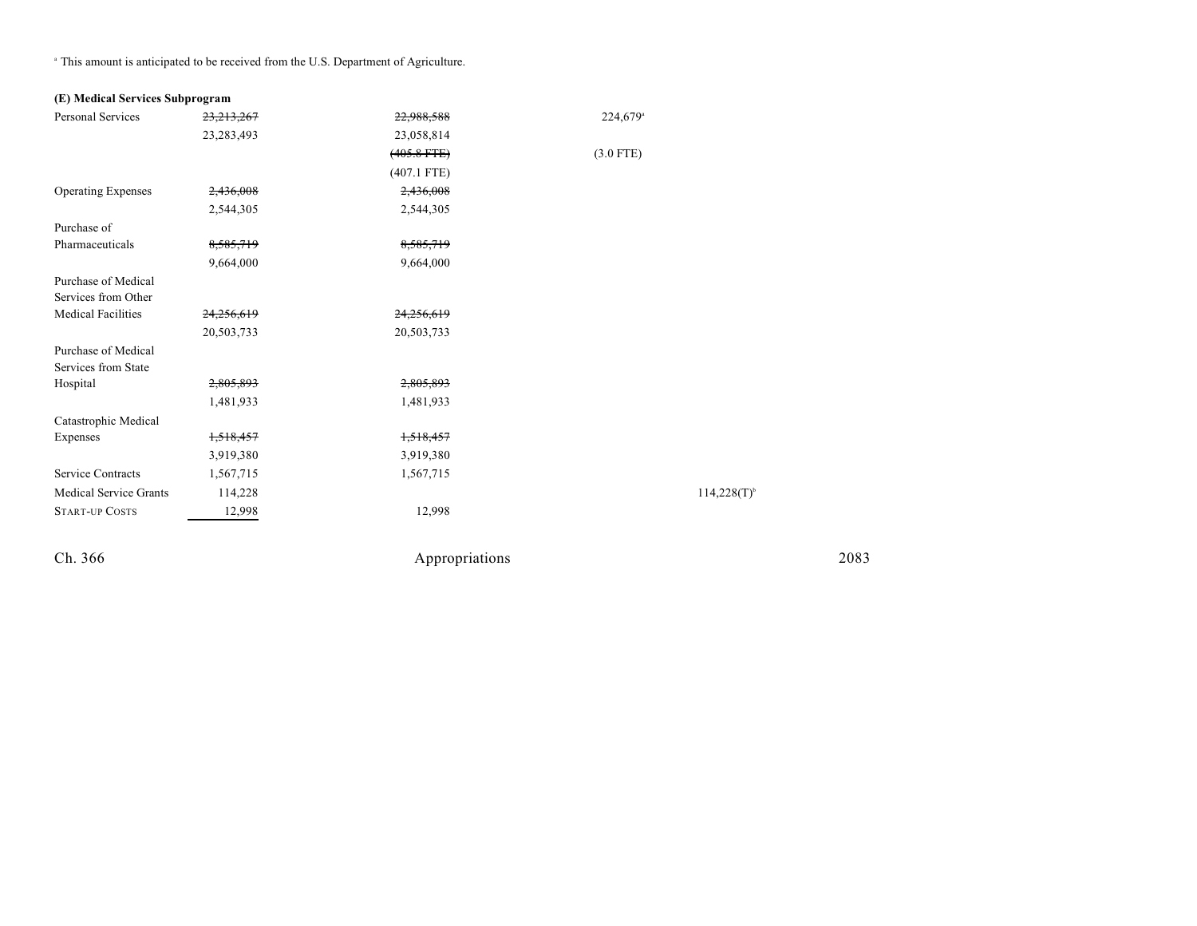[a] This amount is anticipated to be received from the U.S. Department of Agriculture.

**(E) Medical Services Subprogram**

| | | | | |
|---|---|---|---|---|
| Personal Services | ~~23,213,267~~ | ~~22,988,588~~ | 224,679[a] | |
| | 23,283,493 | 23,058,814 | | |
| | | ~~(405.8 FTE)~~ | (3.0 FTE) | |
| | | (407.1 FTE) | | |
| Operating Expenses | ~~2,436,008~~ | ~~2,436,008~~ | | |
| | 2,544,305 | 2,544,305 | | |
| Purchase of Pharmaceuticals | ~~8,585,719~~ | ~~8,585,719~~ | | |
| | 9,664,000 | 9,664,000 | | |
| Purchase of Medical Services from Other Medical Facilities | ~~24,256,619~~ | ~~24,256,619~~ | | |
| | 20,503,733 | 20,503,733 | | |
| Purchase of Medical Services from State Hospital | ~~2,805,893~~ | ~~2,805,893~~ | | |
| | 1,481,933 | 1,481,933 | | |
| Catastrophic Medical Expenses | ~~1,518,457~~ | ~~1,518,457~~ | | |
| | 3,919,380 | 3,919,380 | | |
| Service Contracts | 1,567,715 | 1,567,715 | | |
| Medical Service Grants | 114,228 | | | 114,228(T)[b] |
| START-UP COSTS | 12,998 | 12,998 | | |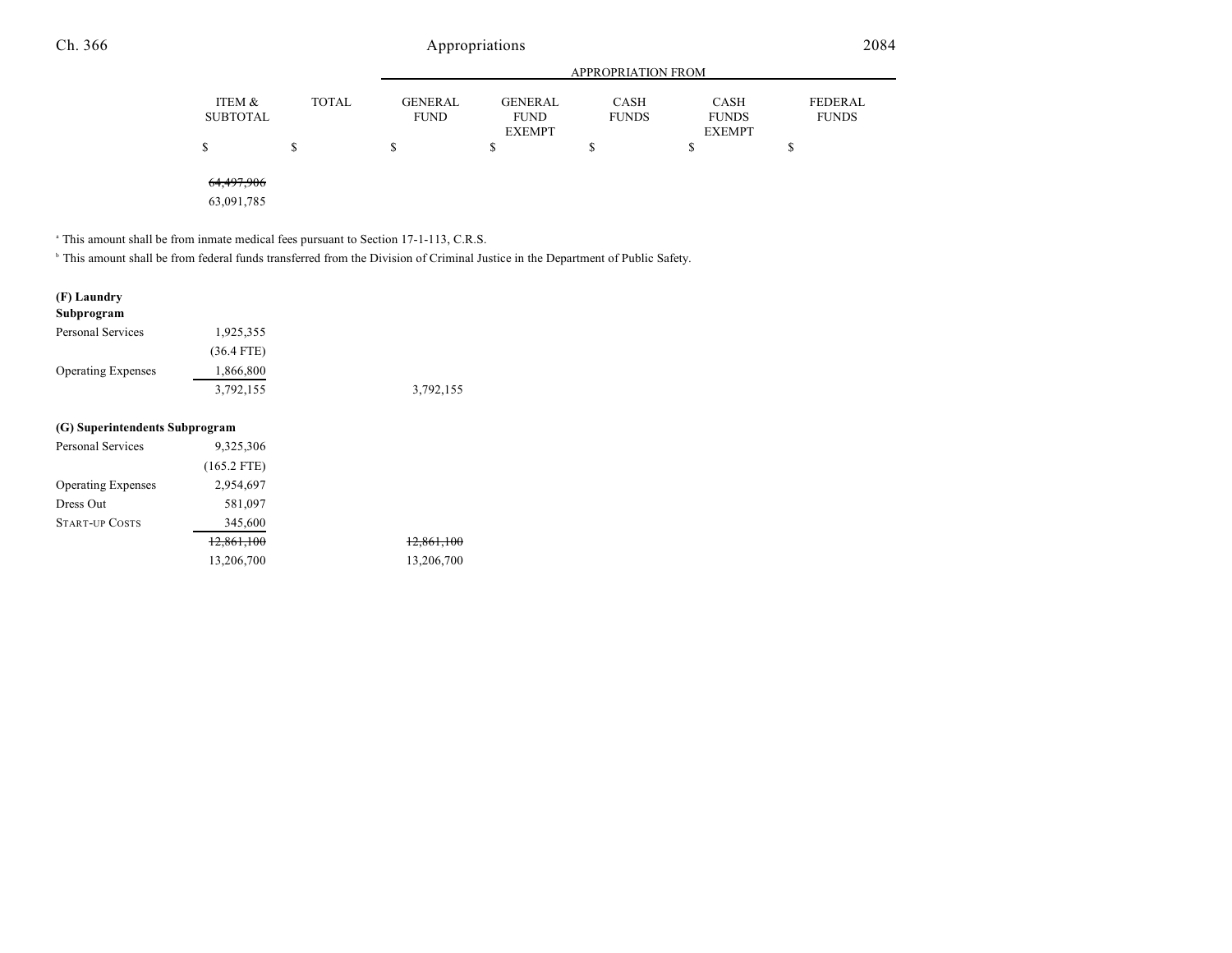| | ITEM & SUBTOTAL | TOTAL | GENERAL FUND | GENERAL FUND EXEMPT | CASH FUNDS | CASH FUNDS EXEMPT | FEDERAL FUNDS |
|---|---|---|---|---|---|---|---|
| | | | APPROPRIATION FROM | | | | |
| | $ | $ | $ | $ | $ | $ | $ |
| | ~~64,497,906~~ | | | | | | |
| | 63,091,785 | | | | | | |

[a] This amount shall be from inmate medical fees pursuant to Section 17-1-113, C.R.S.

[b] This amount shall be from federal funds transferred from the Division of Criminal Justice in the Department of Public Safety.

| | ITEM & SUBTOTAL | TOTAL | GENERAL FUND | GENERAL FUND EXEMPT | CASH FUNDS | CASH FUNDS EXEMPT | FEDERAL FUNDS |
|---|---|---|---|---|---|---|---|
| **(F) Laundry Subprogram** | | | | | | | |
| Personal Services | 1,925,355 | | | | | | |
| | (36.4 FTE) | | | | | | |
| Operating Expenses | 1,866,800 | | | | | | |
| | 3,792,155 | | 3,792,155 | | | | |
| **(G) Superintendents Subprogram** | | | | | | | |
| Personal Services | 9,325,306 | | | | | | |
| | (165.2 FTE) | | | | | | |
| Operating Expenses | 2,954,697 | | | | | | |
| Dress Out | 581,097 | | | | | | |
| START-UP COSTS | 345,600 | | | | | | |
| | ~~12,861,100~~ | | ~~12,861,100~~ | | | | |
| | 13,206,700 | | 13,206,700 | | | | |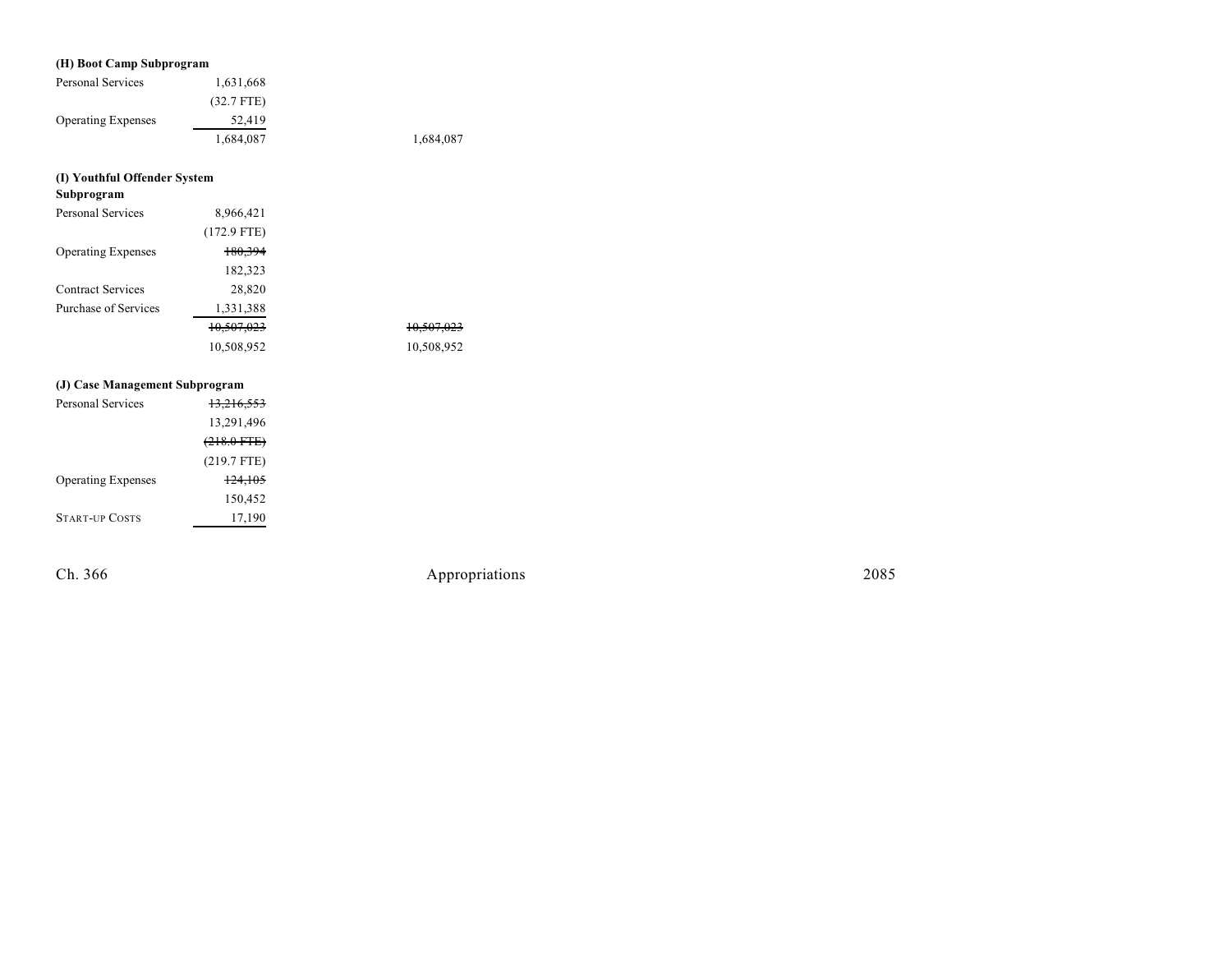**(H) Boot Camp Subprogram**

| | | |
|---|---|---|
| Personal Services | 1,631,668 | |
| | (32.7 FTE) | |
| Operating Expenses | 52,419 | |
| | 1,684,087 | 1,684,087 |

**(I) Youthful Offender System Subprogram**

| | | |
|---|---|---|
| Personal Services | 8,966,421 | |
| | (172.9 FTE) | |
| Operating Expenses | ~~180,394~~ | |
| | 182,323 | |
| Contract Services | 28,820 | |
| Purchase of Services | 1,331,388 | |
| | ~~10,507,023~~ | ~~10,507,023~~ |
| | 10,508,952 | 10,508,952 |

**(J) Case Management Subprogram**

| | |
|---|---|
| Personal Services | ~~13,216,553~~ |
| | 13,291,496 |
| | ~~(218.0 FTE)~~ |
| | (219.7 FTE) |
| Operating Expenses | ~~124,105~~ |
| | 150,452 |
| START-UP COSTS | 17,190 |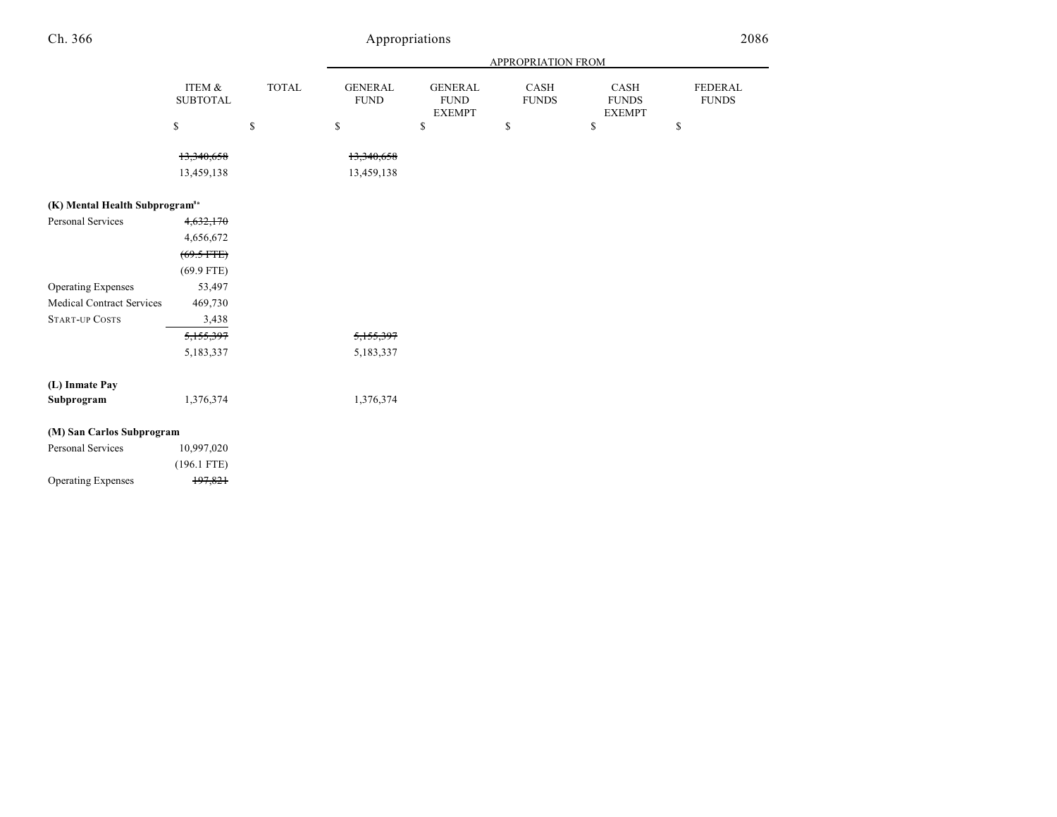| | ITEM & SUBTOTAL | TOTAL | APPROPRIATION FROM GENERAL FUND | GENERAL FUND EXEMPT | CASH FUNDS | CASH FUNDS EXEMPT | FEDERAL FUNDS |
|---|---|---|---|---|---|---|---|
| | $ | $ | $ | $ | $ | $ | $ |
| | ~~13,340,658~~ | | ~~13,340,658~~ | | | | |
| | 13,459,138 | | 13,459,138 | | | | |
| **(K) Mental Health Subprogram**[8a] | | | | | | | |
| Personal Services | ~~4,632,170~~ | | | | | | |
| | 4,656,672 | | | | | | |
| | ~~(69.5 FTE)~~ | | | | | | |
| | (69.9 FTE) | | | | | | |
| Operating Expenses | 53,497 | | | | | | |
| Medical Contract Services | 469,730 | | | | | | |
| START-UP COSTS | 3,438 | | | | | | |
| | ~~5,155,397~~ | | ~~5,155,397~~ | | | | |
| | 5,183,337 | | 5,183,337 | | | | |
| **(L) Inmate Pay Subprogram** | 1,376,374 | | 1,376,374 | | | | |
| **(M) San Carlos Subprogram** | | | | | | | |
| Personal Services | 10,997,020 | | | | | | |
| | (196.1 FTE) | | | | | | |
| Operating Expenses | ~~197,821~~ | | | | | | |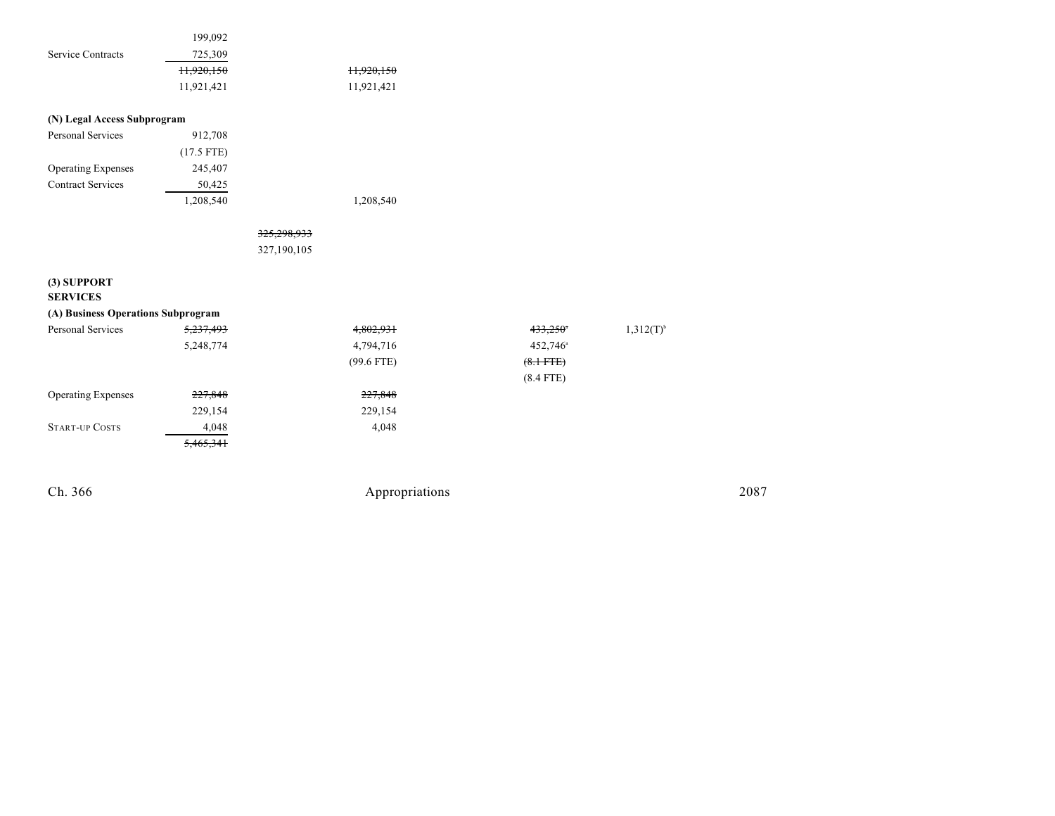| | | | | | | |
|---|---|---|---|---|---|---|
| | 199,092 | | | | | |
| Service Contracts | 725,309 | | | | | |
| | ~~11,920,150~~ | | ~~11,920,150~~ | | | |
| | 11,921,421 | | 11,921,421 | | | |
| **(N) Legal Access Subprogram** | | | | | | |
| Personal Services | 912,708 | | | | | |
| | (17.5 FTE) | | | | | |
| Operating Expenses | 245,407 | | | | | |
| Contract Services | 50,425 | | | | | |
| | 1,208,540 | | 1,208,540 | | | |
| | | ~~325,298,933~~ | | | | |
| | | 327,190,105 | | | | |
| **(3) SUPPORT SERVICES** | | | | | | |
| **(A) Business Operations Subprogram** | | | | | | |
| Personal Services | ~~5,237,493~~ | | ~~4,802,931~~ | | ~~433,250~~[a] | 1,312(T)[b] |
| | 5,248,774 | | 4,794,716 | | 452,746[a] | |
| | | | (99.6 FTE) | | ~~(8.1 FTE)~~ | |
| | | | | | (8.4 FTE) | |
| Operating Expenses | ~~227,848~~ | | ~~227,848~~ | | | |
| | 229,154 | | 229,154 | | | |
| START-UP COSTS | 4,048 | | 4,048 | | | |
| | ~~5,465,341~~ | | | | | |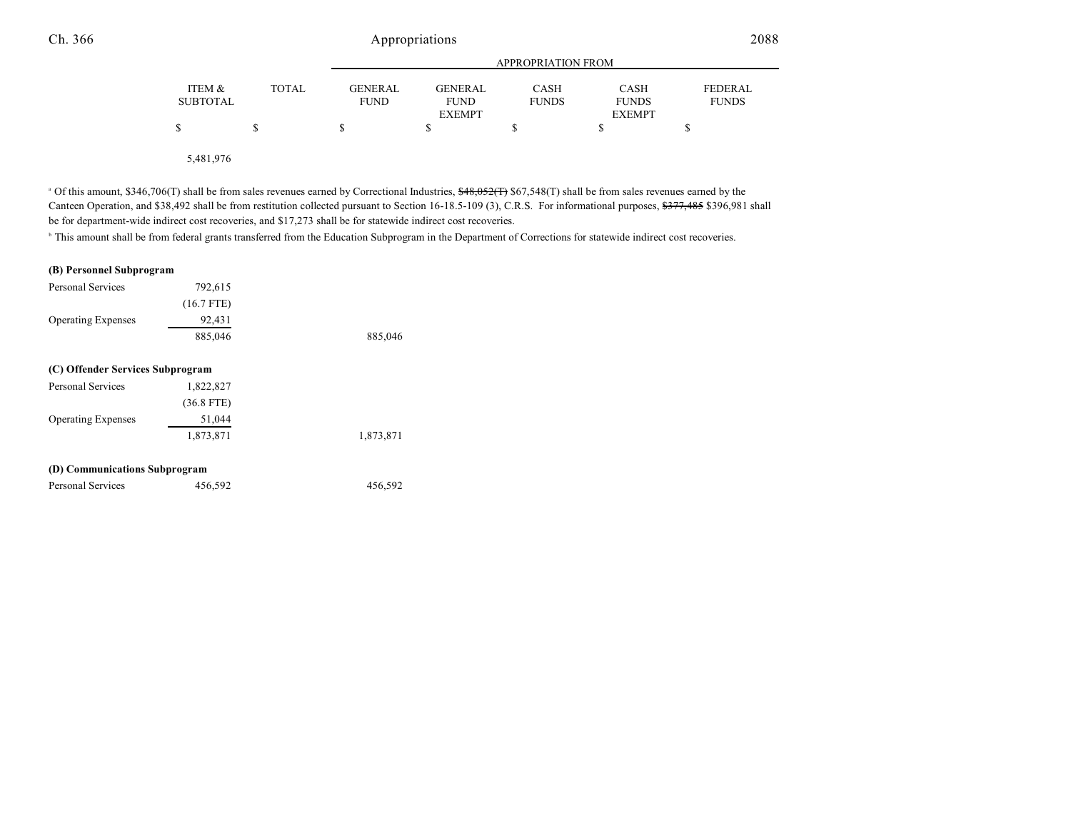| | ITEM & SUBTOTAL | TOTAL | APPROPRIATION FROM GENERAL FUND | GENERAL FUND EXEMPT | CASH FUNDS | CASH FUNDS EXEMPT | FEDERAL FUNDS |
|---|---|---|---|---|---|---|---|
| | $ | $ | $ | $ | $ | $ | $ |
| | 5,481,976 | | | | | | |

[a] Of this amount, $346,706(T) shall be from sales revenues earned by Correctional Industries, ~~$48,052(T)~~ $67,548(T) shall be from sales revenues earned by the Canteen Operation, and $38,492 shall be from restitution collected pursuant to Section 16-18.5-109 (3), C.R.S. For informational purposes, ~~$377,485~~ $396,981 shall be for department-wide indirect cost recoveries, and $17,273 shall be for statewide indirect cost recoveries.

[b] This amount shall be from federal grants transferred from the Education Subprogram in the Department of Corrections for statewide indirect cost recoveries.

| | ITEM & SUBTOTAL | TOTAL | GENERAL FUND | GENERAL FUND EXEMPT | CASH FUNDS | CASH FUNDS EXEMPT | FEDERAL FUNDS |
|---|---|---|---|---|---|---|---|
| **(B) Personnel Subprogram** | | | | | | | |
| Personal Services | 792,615 | | | | | | |
| | (16.7 FTE) | | | | | | |
| Operating Expenses | 92,431 | | | | | | |
| | 885,046 | | 885,046 | | | | |
| **(C) Offender Services Subprogram** | | | | | | | |
| Personal Services | 1,822,827 | | | | | | |
| | (36.8 FTE) | | | | | | |
| Operating Expenses | 51,044 | | | | | | |
| | 1,873,871 | | 1,873,871 | | | | |
| **(D) Communications Subprogram** | | | | | | | |
| Personal Services | 456,592 | | 456,592 | | | | |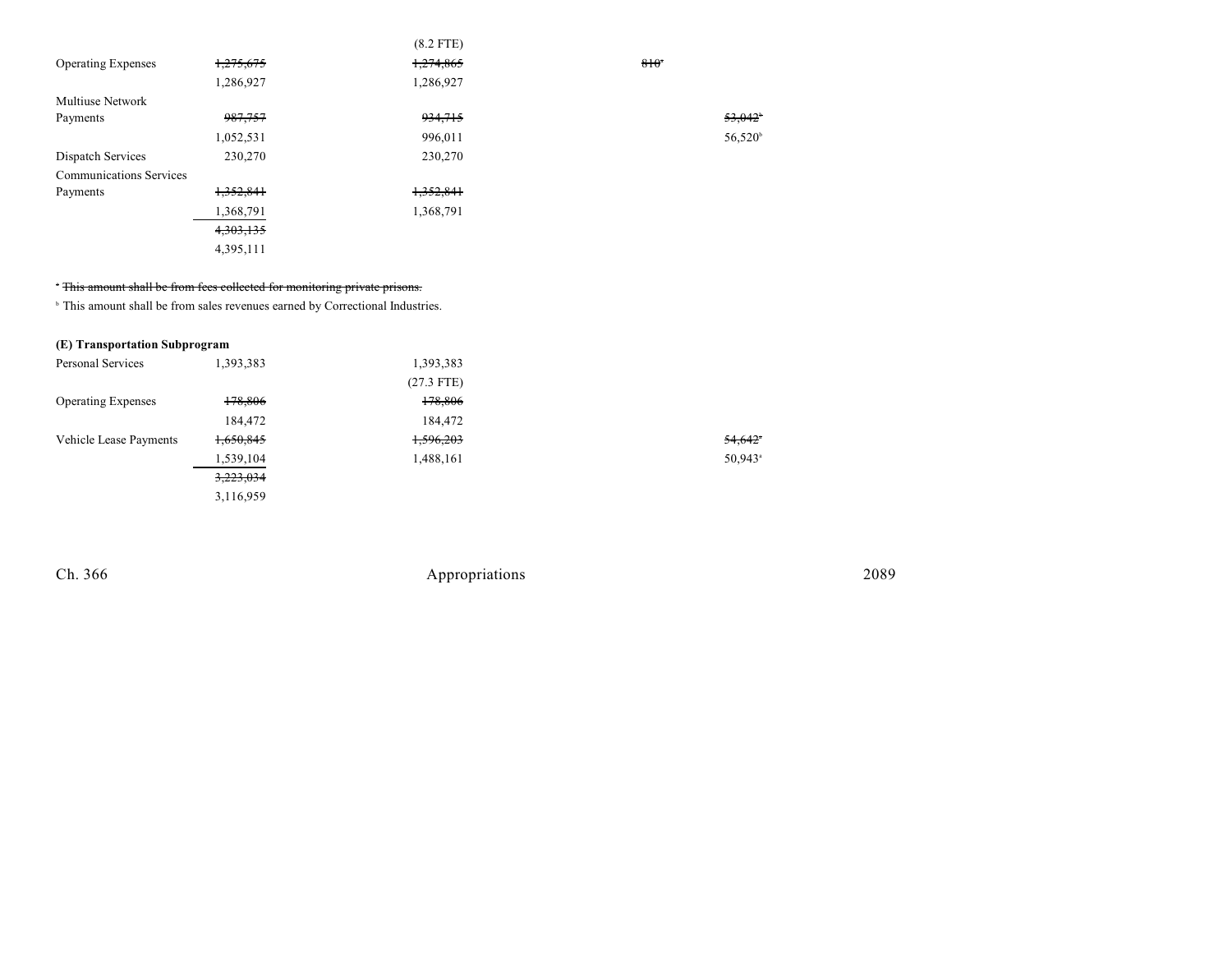| | | | | |
|---|---|---|---|---|
| | | (8.2 FTE) | | |
| Operating Expenses | ~~1,275,675~~ | ~~1,274,865~~ | ~~810[a]~~ | |
| | 1,286,927 | 1,286,927 | | |
| Multiuse Network Payments | ~~987,757~~ | ~~934,715~~ | | ~~53,042[b]~~ |
| | 1,052,531 | 996,011 | | 56,520[b] |
| Dispatch Services | 230,270 | 230,270 | | |
| Communications Services Payments | ~~1,352,841~~ | ~~1,352,841~~ | | |
| | 1,368,791 | 1,368,791 | | |
| | ~~4,303,135~~ | | | |
| | 4,395,111 | | | |

[a] ~~This amount shall be from fees collected for monitoring private prisons.~~

[b] This amount shall be from sales revenues earned by Correctional Industries.

**(E) Transportation Subprogram**

| | | | | |
|---|---|---|---|---|
| Personal Services | 1,393,383 | 1,393,383 | | |
| | | (27.3 FTE) | | |
| Operating Expenses | ~~178,806~~ | ~~178,806~~ | | |
| | 184,472 | 184,472 | | |
| Vehicle Lease Payments | ~~1,650,845~~ | ~~1,596,203~~ | | ~~54,642[a]~~ |
| | 1,539,104 | 1,488,161 | | 50,943[a] |
| | ~~3,223,034~~ | | | |
| | 3,116,959 | | | |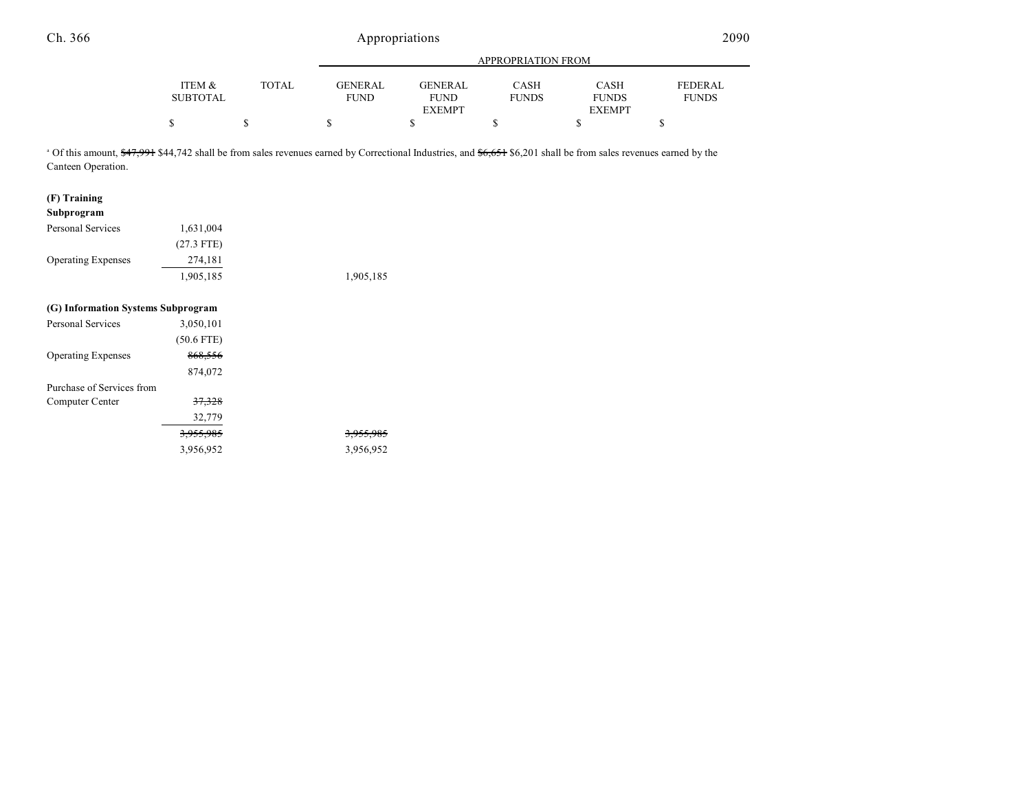| | ITEM & SUBTOTAL | TOTAL | APPROPRIATION FROM GENERAL FUND | GENERAL FUND EXEMPT | CASH FUNDS | CASH FUNDS EXEMPT | FEDERAL FUNDS |
|---|---|---|---|---|---|---|---|
| | $ | $ | $ | $ | $ | $ | $ |

[a] Of this amount, ~~$47,991~~ $44,742 shall be from sales revenues earned by Correctional Industries, and ~~$6,651~~ $6,201 shall be from sales revenues earned by the Canteen Operation.

| | ITEM & SUBTOTAL | TOTAL | GENERAL FUND | GENERAL FUND EXEMPT | CASH FUNDS | CASH FUNDS EXEMPT | FEDERAL FUNDS |
|---|---|---|---|---|---|---|---|
| **(F) Training Subprogram** | | | | | | | |
| Personal Services | 1,631,004 | | | | | | |
| | (27.3 FTE) | | | | | | |
| Operating Expenses | 274,181 | | | | | | |
| | 1,905,185 | | 1,905,185 | | | | |
| **(G) Information Systems Subprogram** | | | | | | | |
| Personal Services | 3,050,101 | | | | | | |
| | (50.6 FTE) | | | | | | |
| Operating Expenses | ~~868,556~~ | | | | | | |
| | 874,072 | | | | | | |
| Purchase of Services from Computer Center | ~~37,328~~ | | | | | | |
| | 32,779 | | | | | | |
| | ~~3,955,985~~ | | ~~3,955,985~~ | | | | |
| | 3,956,952 | | 3,956,952 | | | | |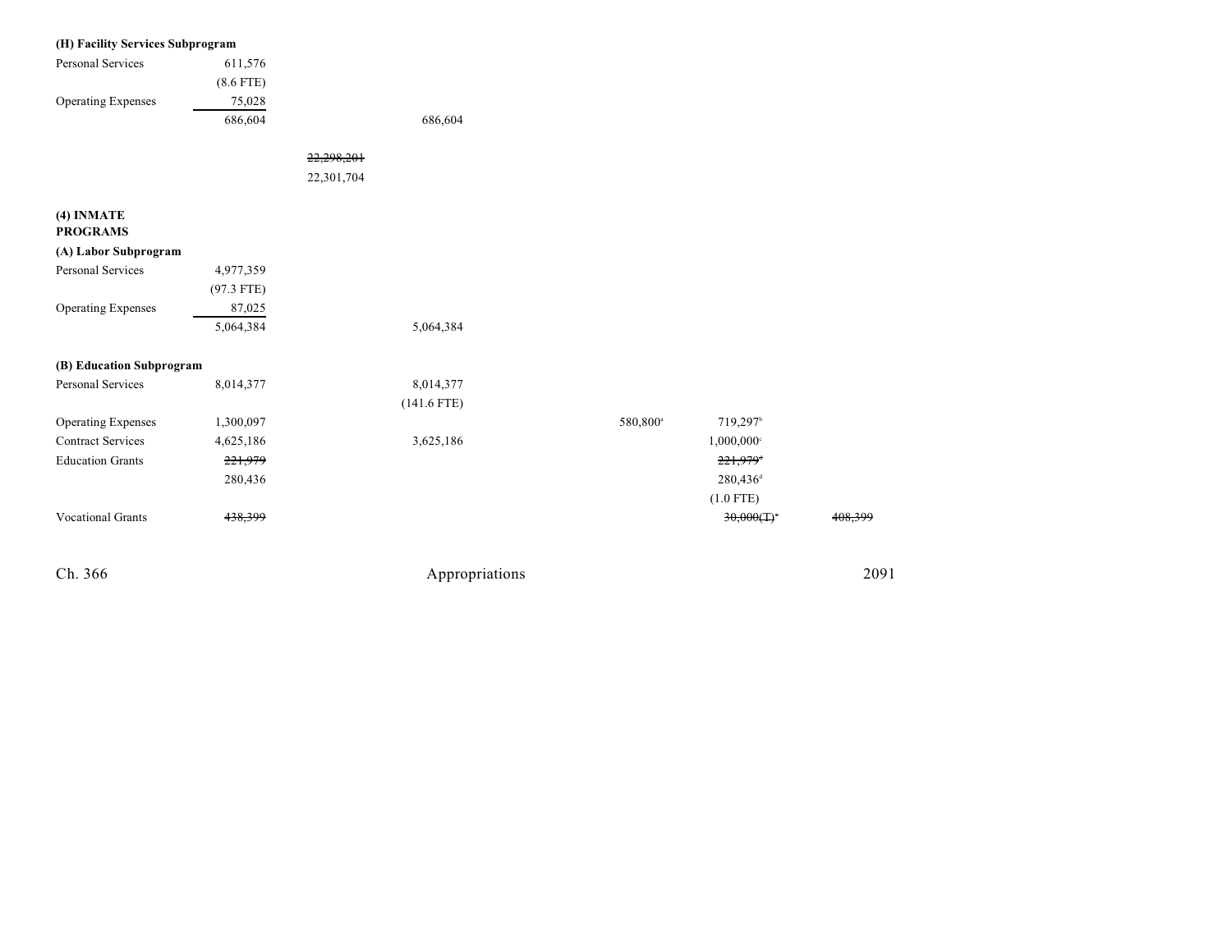|  |  |  |  |  |  |  |  |
|---|---|---|---|---|---|---|---|
| **(H) Facility Services Subprogram** |  |  |  |  |  |  |  |
| Personal Services | 611,576 |  |  |  |  |  |  |
|  | (8.6 FTE) |  |  |  |  |  |  |
| Operating Expenses | 75,028 |  |  |  |  |  |  |
|  | 686,604 |  | 686,604 |  |  |  |  |
|  |  | ~~22,298,201~~ |  |  |  |  |  |
|  |  | 22,301,704 |  |  |  |  |  |
| **(4) INMATE PROGRAMS** |  |  |  |  |  |  |  |
| **(A) Labor Subprogram** |  |  |  |  |  |  |  |
| Personal Services | 4,977,359 |  |  |  |  |  |  |
|  | (97.3 FTE) |  |  |  |  |  |  |
| Operating Expenses | 87,025 |  |  |  |  |  |  |
|  | 5,064,384 |  | 5,064,384 |  |  |  |  |
| **(B) Education Subprogram** |  |  |  |  |  |  |  |
| Personal Services | 8,014,377 |  | 8,014,377 |  |  |  |  |
|  |  |  | (141.6 FTE) |  |  |  |  |
| Operating Expenses | 1,300,097 |  |  |  | 580,800[a] | 719,297[b] |  |
| Contract Services | 4,625,186 |  | 3,625,186 |  |  | 1,000,000[c] |  |
| Education Grants | ~~221,979~~ |  |  |  |  | ~~221,979[d]~~ |  |
|  | 280,436 |  |  |  |  | 280,436[d] |  |
|  |  |  |  |  |  | (1.0 FTE) |  |
| Vocational Grants | ~~438,399~~ |  |  |  |  | ~~30,000(T)[e]~~ | ~~408,399~~ |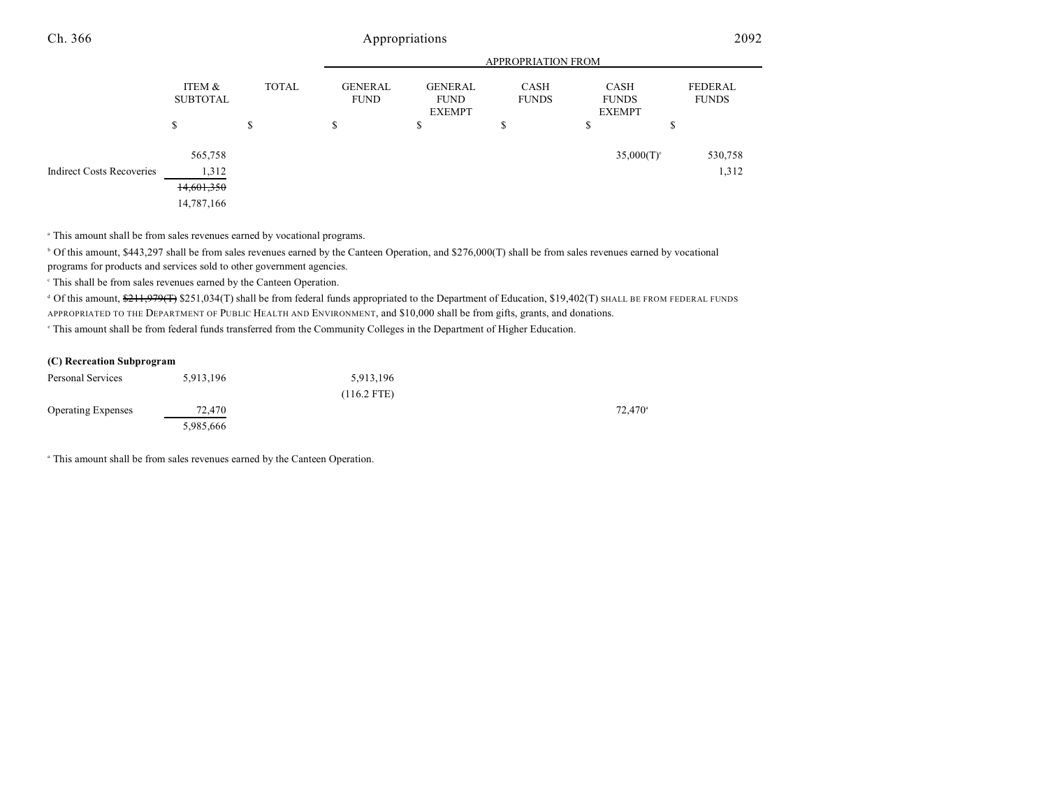| | ITEM & SUBTOTAL | TOTAL | GENERAL FUND | GENERAL FUND EXEMPT | CASH FUNDS | CASH FUNDS EXEMPT | FEDERAL FUNDS |
|---|---|---|---|---|---|---|---|
| | | | APPROPRIATION FROM | | | | |
| | $ | $ | $ | $ | $ | $ | $ |
| | 565,758 | | | | | 35,000(T)[e] | 530,758 |
| Indirect Costs Recoveries | 1,312 | | | | | | 1,312 |
| | ~~14,601,350~~ | | | | | | |
| | 14,787,166 | | | | | | |

[a] This amount shall be from sales revenues earned by vocational programs.

[b] Of this amount, $443,297 shall be from sales revenues earned by the Canteen Operation, and $276,000(T) shall be from sales revenues earned by vocational programs for products and services sold to other government agencies.

[c] This shall be from sales revenues earned by the Canteen Operation.

[d] Of this amount, ~~$211,979(T)~~ $251,034(T) shall be from federal funds appropriated to the Department of Education, $19,402(T) SHALL BE FROM FEDERAL FUNDS APPROPRIATED TO THE DEPARTMENT OF PUBLIC HEALTH AND ENVIRONMENT, and $10,000 shall be from gifts, grants, and donations.

[e] This amount shall be from federal funds transferred from the Community Colleges in the Department of Higher Education.

**(C) Recreation Subprogram**

| | ITEM & SUBTOTAL | TOTAL | GENERAL FUND | GENERAL FUND EXEMPT | CASH FUNDS | CASH FUNDS EXEMPT | FEDERAL FUNDS |
|---|---|---|---|---|---|---|---|
| Personal Services | 5,913,196 | | 5,913,196 | | | | |
| | | | (116.2 FTE) | | | | |
| Operating Expenses | 72,470 | | | | | 72,470[a] | |
| | 5,985,666 | | | | | | |

[a] This amount shall be from sales revenues earned by the Canteen Operation.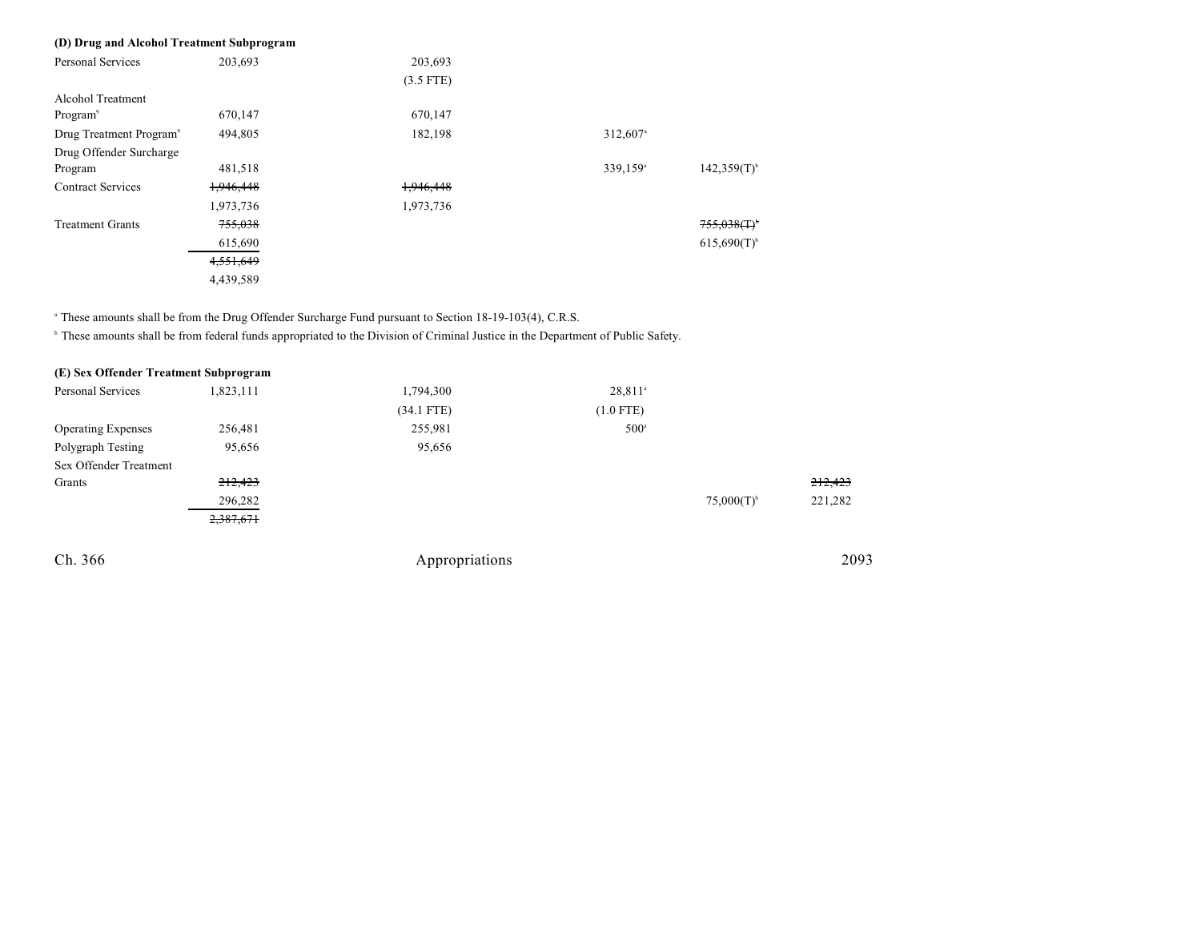**(D) Drug and Alcohol Treatment Subprogram**

| | | | | | |
|---|---|---|---|---|---|
| Personal Services | 203,693 | 203,693 | | | |
| | | (3.5 FTE) | | | |
| Alcohol Treatment Program[9] | 670,147 | 670,147 | | | |
| Drug Treatment Program[9] | 494,805 | 182,198 | 312,607[a] | | |
| Drug Offender Surcharge Program | 481,518 | | 339,159[a] | 142,359(T)[b] | |
| Contract Services | ~~1,946,448~~ | ~~1,946,448~~ | | | |
| | 1,973,736 | 1,973,736 | | | |
| Treatment Grants | ~~755,038~~ | | | ~~755,038(T)[b]~~ | |
| | 615,690 | | | 615,690(T)[b] | |
| | ~~4,551,649~~ | | | | |
| | 4,439,589 | | | | |

[a] These amounts shall be from the Drug Offender Surcharge Fund pursuant to Section 18-19-103(4), C.R.S.

[b] These amounts shall be from federal funds appropriated to the Division of Criminal Justice in the Department of Public Safety.

**(E) Sex Offender Treatment Subprogram**

| | | | | | |
|---|---|---|---|---|---|
| Personal Services | 1,823,111 | 1,794,300 | 28,811[a] | | |
| | | (34.1 FTE) | (1.0 FTE) | | |
| Operating Expenses | 256,481 | 255,981 | 500[a] | | |
| Polygraph Testing | 95,656 | 95,656 | | | |
| Sex Offender Treatment Grants | ~~212,423~~ | | | | ~~212,423~~ |
| | 296,282 | | | 75,000(T)[b] | 221,282 |
| | ~~2,387,671~~ | | | | |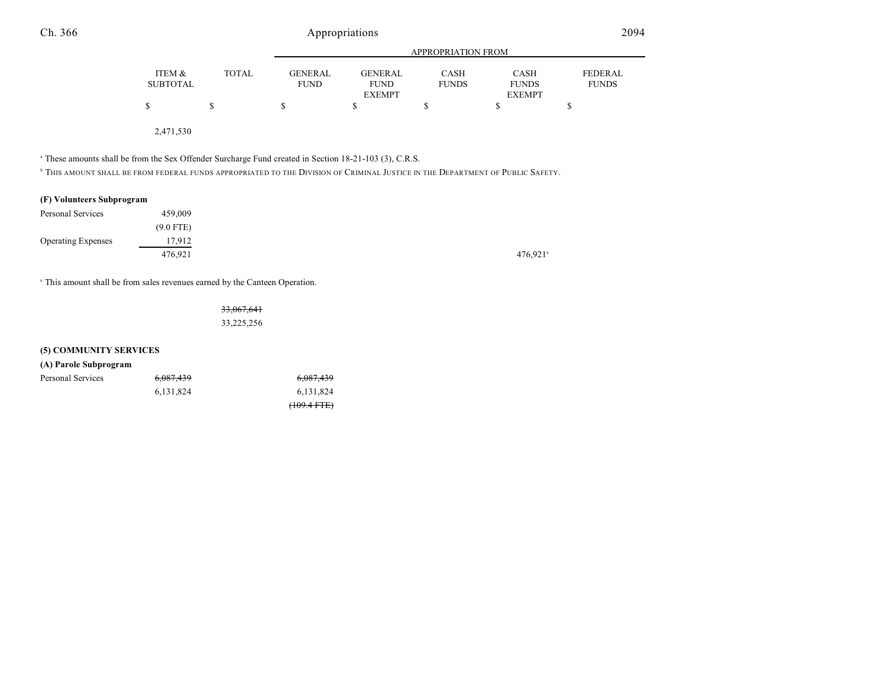| | ITEM & SUBTOTAL | TOTAL | APPROPRIATION FROM GENERAL FUND | GENERAL FUND EXEMPT | CASH FUNDS | CASH FUNDS EXEMPT | FEDERAL FUNDS |
|---|---|---|---|---|---|---|---|
| | $ | $ | $ | $ | $ | $ | $ |
| | 2,471,530 | | | | | | |

[a] These amounts shall be from the Sex Offender Surcharge Fund created in Section 18-21-103 (3), C.R.S.

[b] THIS AMOUNT SHALL BE FROM FEDERAL FUNDS APPROPRIATED TO THE DIVISION OF CRIMINAL JUSTICE IN THE DEPARTMENT OF PUBLIC SAFETY.

| | ITEM & SUBTOTAL | TOTAL | GENERAL FUND | GENERAL FUND EXEMPT | CASH FUNDS | CASH FUNDS EXEMPT | FEDERAL FUNDS |
|---|---|---|---|---|---|---|---|
| **(F) Volunteers Subprogram** | | | | | | | |
| Personal Services | 459,009 | | | | | | |
| | (9.0 FTE) | | | | | | |
| Operating Expenses | 17,912 | | | | | | |
| | 476,921 | | | | | 476,921[a] | |

[a] This amount shall be from sales revenues earned by the Canteen Operation.

| | ITEM & SUBTOTAL | TOTAL | GENERAL FUND | GENERAL FUND EXEMPT | CASH FUNDS | CASH FUNDS EXEMPT | FEDERAL FUNDS |
|---|---|---|---|---|---|---|---|
| | | ~~33,067,641~~ | | | | | |
| | | 33,225,256 | | | | | |
| **(5) COMMUNITY SERVICES** | | | | | | | |
| **(A) Parole Subprogram** | | | | | | | |
| Personal Services | ~~6,087,439~~ | | ~~6,087,439~~ | | | | |
| | 6,131,824 | | 6,131,824 | | | | |
| | | | ~~(109.4 FTE)~~ | | | | |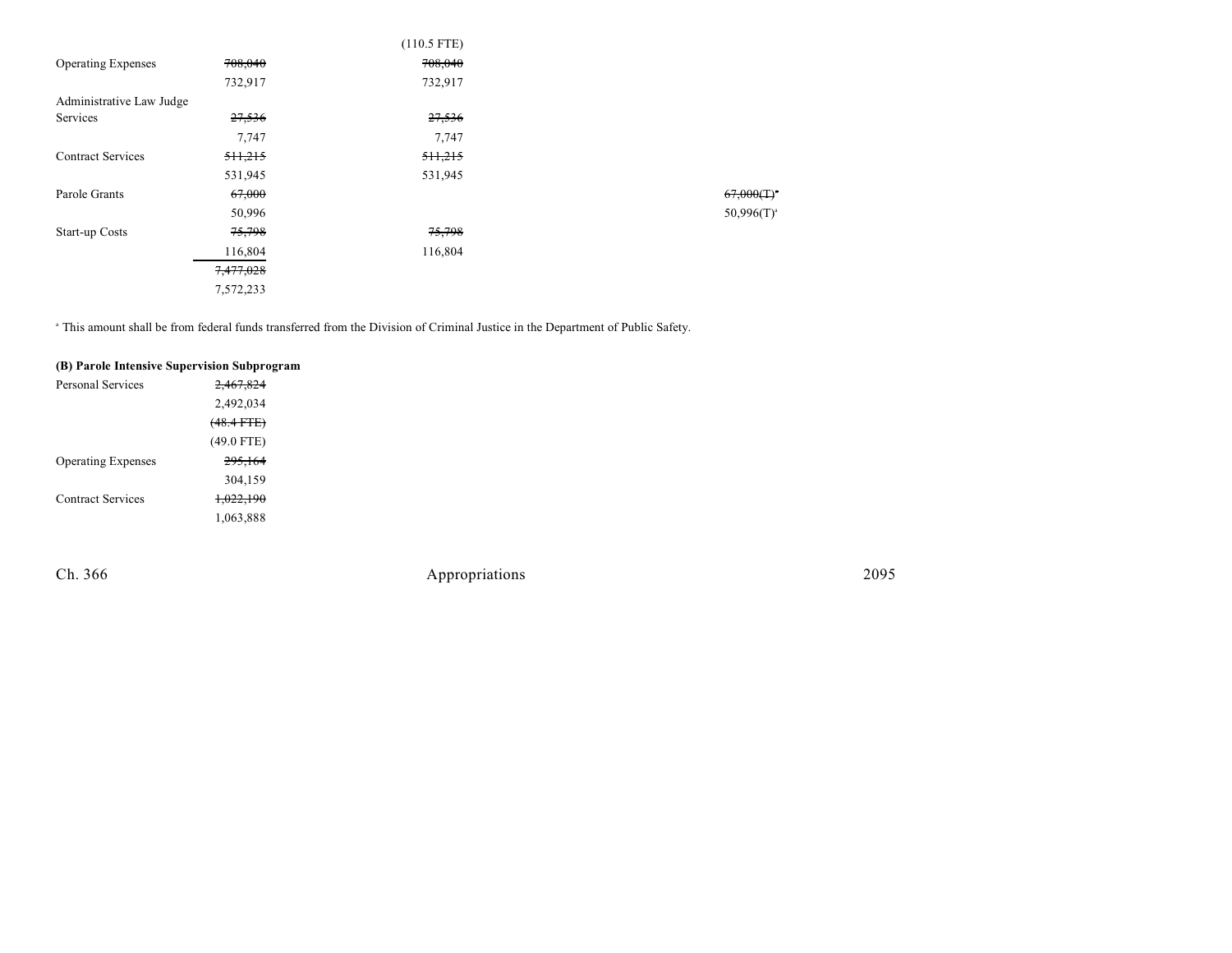| | | | | | |
|---|---|---|---|---|---|
| | | (110.5 FTE) | | | |
| Operating Expenses | ~~708,040~~ | ~~708,040~~ | | | |
| | 732,917 | 732,917 | | | |
| Administrative Law Judge Services | ~~27,536~~ | ~~27,536~~ | | | |
| | 7,747 | 7,747 | | | |
| Contract Services | ~~511,215~~ | ~~511,215~~ | | | |
| | 531,945 | 531,945 | | | |
| Parole Grants | ~~67,000~~ | | | ~~67,000(T)~~[a] | |
| | 50,996 | | | 50,996(T)[a] | |
| Start-up Costs | ~~75,798~~ | ~~75,798~~ | | | |
| | 116,804 | 116,804 | | | |
| | ~~7,477,028~~ | | | | |
| | 7,572,233 | | | | |

[a] This amount shall be from federal funds transferred from the Division of Criminal Justice in the Department of Public Safety.

**(B) Parole Intensive Supervision Subprogram**

| | |
|---|---|
| Personal Services | ~~2,467,824~~ |
| | 2,492,034 |
| | ~~(48.4 FTE)~~ |
| | (49.0 FTE) |
| Operating Expenses | ~~295,164~~ |
| | 304,159 |
| Contract Services | ~~1,022,190~~ |
| | 1,063,888 |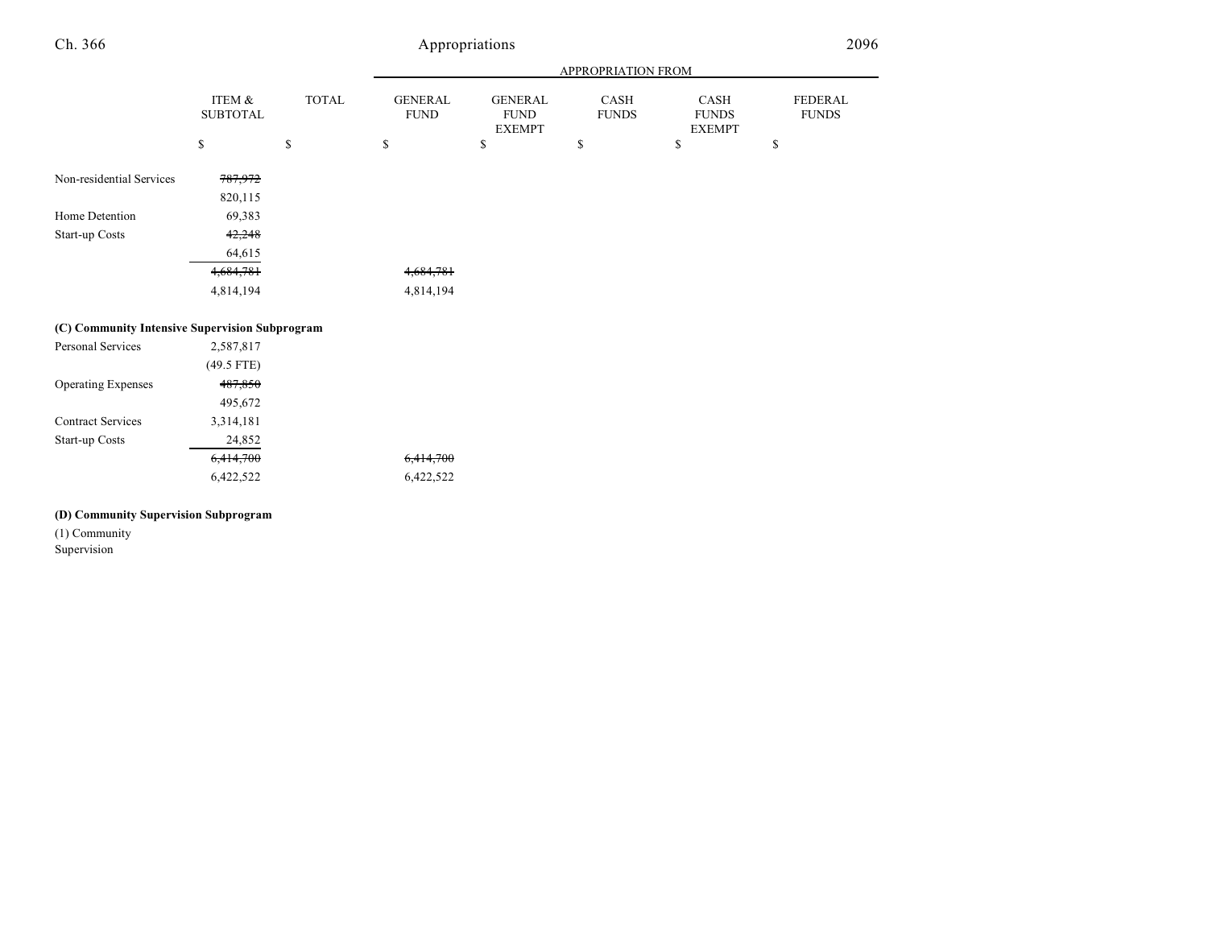| | ITEM & SUBTOTAL | TOTAL | GENERAL FUND | GENERAL FUND EXEMPT | CASH FUNDS | CASH FUNDS EXEMPT | FEDERAL FUNDS |
|---|---|---|---|---|---|---|---|
| | | | APPROPRIATION FROM | | | | |
| | $ | $ | $ | $ | $ | $ | $ |
| Non-residential Services | ~~787,972~~ | | | | | | |
| | 820,115 | | | | | | |
| Home Detention | 69,383 | | | | | | |
| Start-up Costs | ~~42,248~~ | | | | | | |
| | 64,615 | | | | | | |
| | ~~4,684,781~~ | | ~~4,684,781~~ | | | | |
| | 4,814,194 | | 4,814,194 | | | | |
| **(C) Community Intensive Supervision Subprogram** | | | | | | | |
| Personal Services | 2,587,817 | | | | | | |
| | (49.5 FTE) | | | | | | |
| Operating Expenses | ~~487,850~~ | | | | | | |
| | 495,672 | | | | | | |
| Contract Services | 3,314,181 | | | | | | |
| Start-up Costs | 24,852 | | | | | | |
| | ~~6,414,700~~ | | ~~6,414,700~~ | | | | |
| | 6,422,522 | | 6,422,522 | | | | |
| **(D) Community Supervision Subprogram** | | | | | | | |
| (1) Community Supervision | | | | | | | |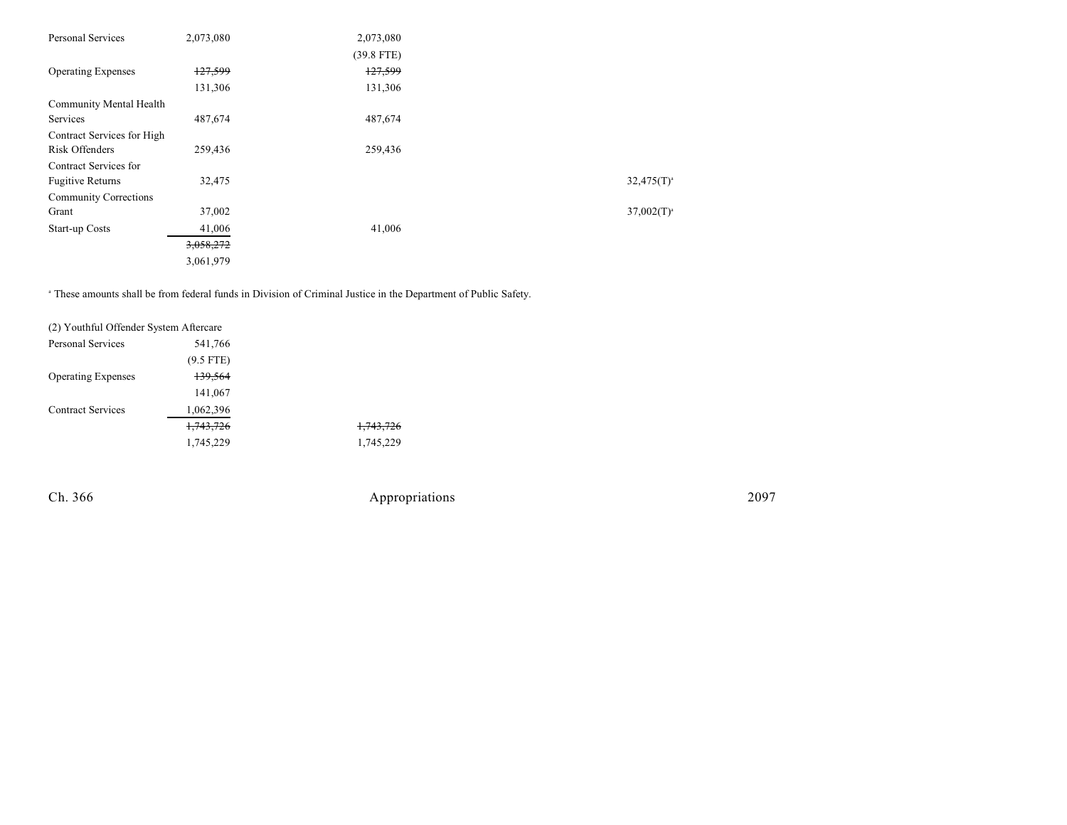| | | | | |
|---|---|---|---|---|
| Personal Services | 2,073,080 | 2,073,080 | | |
| | | (39.8 FTE) | | |
| Operating Expenses | ~~127,599~~ | ~~127,599~~ | | |
| | 131,306 | 131,306 | | |
| Community Mental Health Services | 487,674 | 487,674 | | |
| Contract Services for High Risk Offenders | 259,436 | 259,436 | | |
| Contract Services for Fugitive Returns | 32,475 | | | 32,475(T)[a] |
| Community Corrections Grant | 37,002 | | | 37,002(T)[a] |
| Start-up Costs | 41,006 | 41,006 | | |
| | ~~3,058,272~~ | | | |
| | 3,061,979 | | | |

[a] These amounts shall be from federal funds in Division of Criminal Justice in the Department of Public Safety.

(2) Youthful Offender System Aftercare

| | | |
|---|---|---|
| Personal Services | 541,766 | |
| | (9.5 FTE) | |
| Operating Expenses | ~~139,564~~ | |
| | 141,067 | |
| Contract Services | 1,062,396 | |
| | ~~1,743,726~~ | ~~1,743,726~~ |
| | 1,745,229 | 1,745,229 |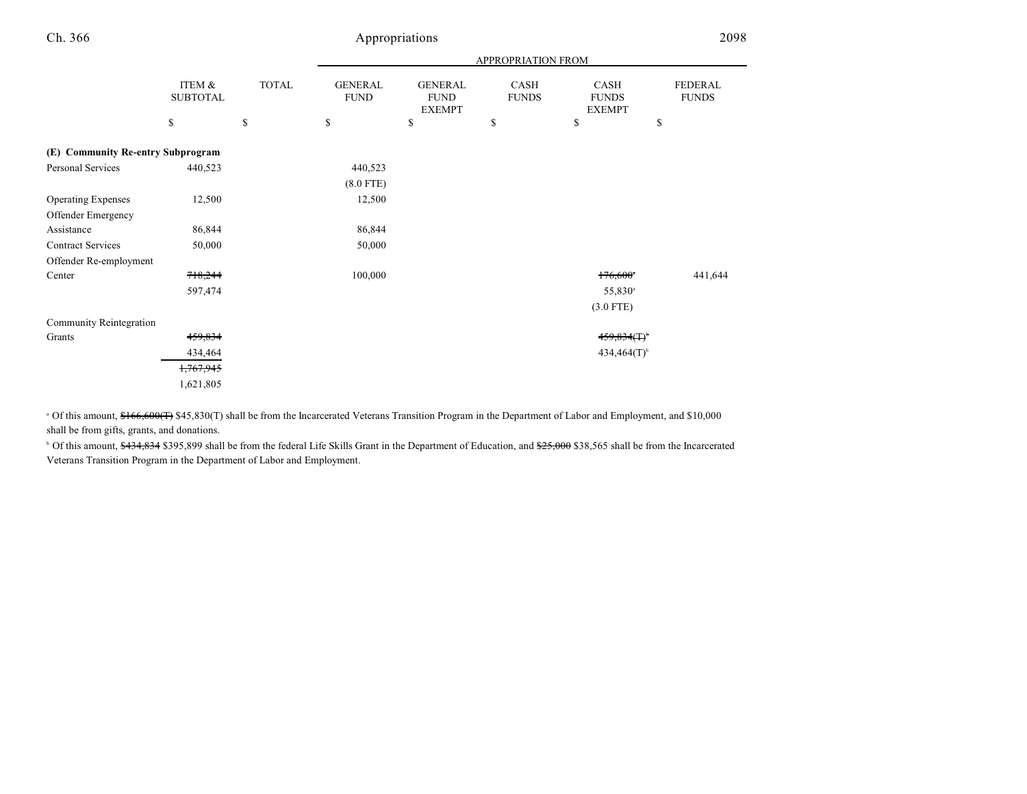| | ITEM & SUBTOTAL | TOTAL | APPROPRIATION FROM GENERAL FUND | GENERAL FUND EXEMPT | CASH FUNDS | CASH FUNDS EXEMPT | FEDERAL FUNDS |
|---|---|---|---|---|---|---|---|
| | $ | $ | $ | $ | $ | $ | $ |
| **(E) Community Re-entry Subprogram** | | | | | | | |
| Personal Services | 440,523 | | 440,523 | | | | |
| | | | (8.0 FTE) | | | | |
| Operating Expenses | 12,500 | | 12,500 | | | | |
| Offender Emergency Assistance | 86,844 | | 86,844 | | | | |
| Contract Services | 50,000 | | 50,000 | | | | |
| Offender Re-employment Center | ~~718,244~~ | | 100,000 | | | ~~176,600~~[a] | 441,644 |
| | 597,474 | | | | | 55,830[a] | |
| | | | | | | (3.0 FTE) | |
| Community Reintegration Grants | ~~459,834~~ | | | | | ~~459,834(T)~~[b] | |
| | 434,464 | | | | | 434,464(T)[b] | |
| | ~~1,767,945~~ | | | | | | |
| | 1,621,805 | | | | | | |

[a] Of this amount, ~~$166,600(T)~~ $45,830(T) shall be from the Incarcerated Veterans Transition Program in the Department of Labor and Employment, and $10,000 shall be from gifts, grants, and donations.

[b] Of this amount, ~~$434,834~~ $395,899 shall be from the federal Life Skills Grant in the Department of Education, and ~~$25,000~~ $38,565 shall be from the Incarcerated Veterans Transition Program in the Department of Labor and Employment.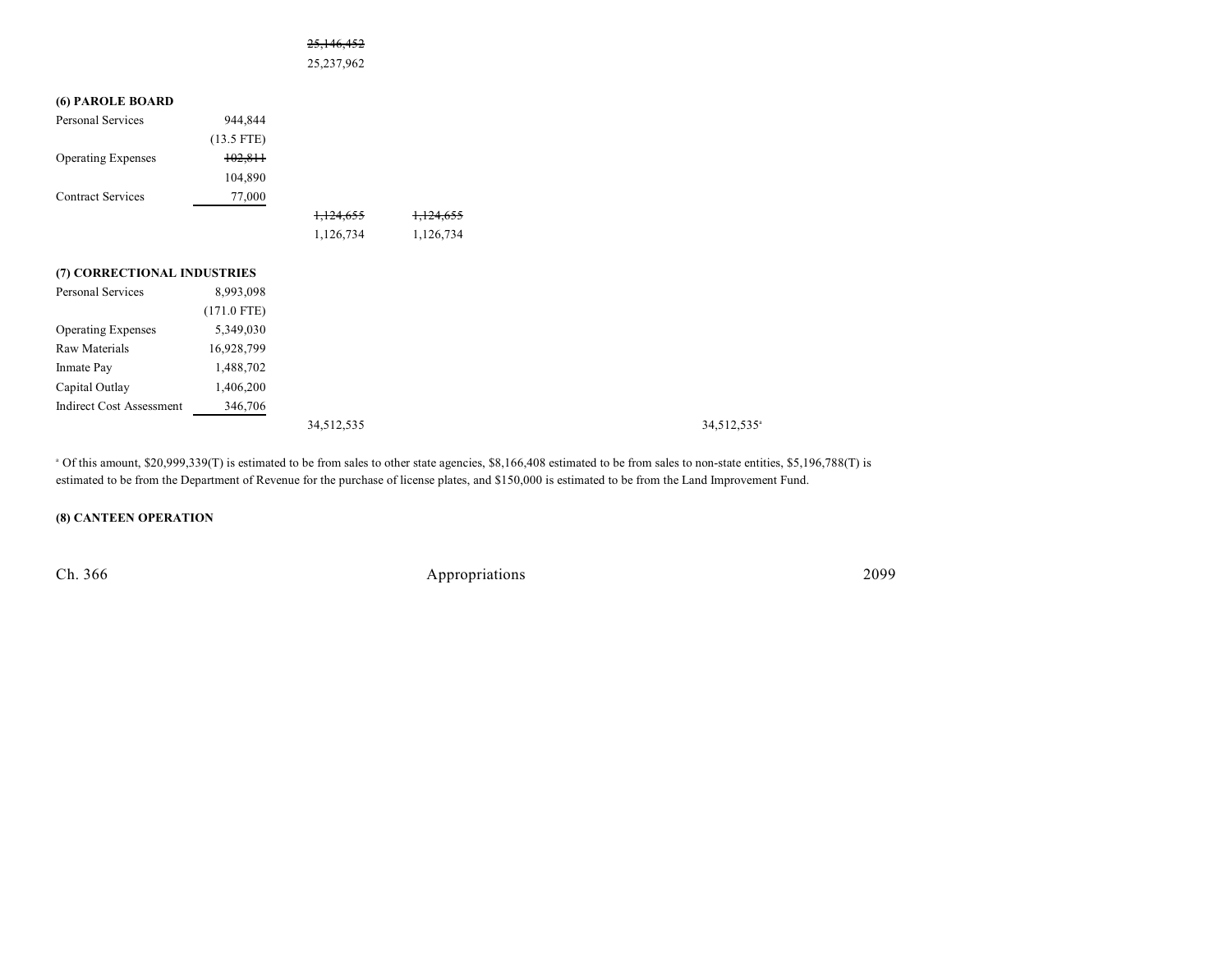| | | | | | | |
|---|---|---|---|---|---|---|
| | | ~~25,146,452~~ | | | | |
| | | 25,237,962 | | | | |

**(6) PAROLE BOARD**

| | | | | | | |
|---|---|---|---|---|---|---|
| Personal Services | 944,844 | | | | | |
| | (13.5 FTE) | | | | | |
| Operating Expenses | ~~102,811~~ | | | | | |
| | 104,890 | | | | | |
| Contract Services | 77,000 | | | | | |
| | | ~~1,124,655~~ | ~~1,124,655~~ | | | |
| | | 1,126,734 | 1,126,734 | | | |

**(7) CORRECTIONAL INDUSTRIES**

| | | | | | | |
|---|---|---|---|---|---|---|
| Personal Services | 8,993,098 | | | | | |
| | (171.0 FTE) | | | | | |
| Operating Expenses | 5,349,030 | | | | | |
| Raw Materials | 16,928,799 | | | | | |
| Inmate Pay | 1,488,702 | | | | | |
| Capital Outlay | 1,406,200 | | | | | |
| Indirect Cost Assessment | 346,706 | | | | | |
| | | 34,512,535 | | | | 34,512,535[a] |

[a] Of this amount, $20,999,339(T) is estimated to be from sales to other state agencies, $8,166,408 estimated to be from sales to non-state entities, $5,196,788(T) is estimated to be from the Department of Revenue for the purchase of license plates, and $150,000 is estimated to be from the Land Improvement Fund.

**(8) CANTEEN OPERATION**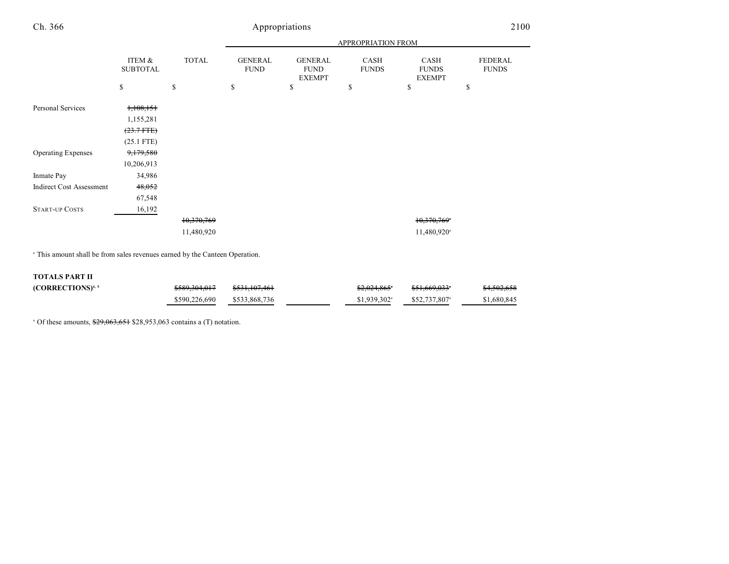| | ITEM & SUBTOTAL | TOTAL | APPROPRIATION FROM GENERAL FUND | GENERAL FUND EXEMPT | CASH FUNDS | CASH FUNDS EXEMPT | FEDERAL FUNDS |
|---|---|---|---|---|---|---|---|
| | $ | $ | $ | $ | $ | $ | $ |
| Personal Services | ~~1,108,151~~ | | | | | | |
| | 1,155,281 | | | | | | |
| | ~~(23.7 FTE)~~ | | | | | | |
| | (25.1 FTE) | | | | | | |
| Operating Expenses | ~~9,179,580~~ | | | | | | |
| | 10,206,913 | | | | | | |
| Inmate Pay | 34,986 | | | | | | |
| Indirect Cost Assessment | ~~48,052~~ | | | | | | |
| | 67,548 | | | | | | |
| START-UP COSTS | 16,192 | | | | | | |
| | | ~~10,370,769~~ | | | | ~~10,370,769~~[a] | |
| | | 11,480,920 | | | | 11,480,920[a] | |

[a] This amount shall be from sales revenues earned by the Canteen Operation.

| | ITEM & SUBTOTAL | TOTAL | GENERAL FUND | GENERAL FUND EXEMPT | CASH FUNDS | CASH FUNDS EXEMPT | FEDERAL FUNDS |
|---|---|---|---|---|---|---|---|
| **TOTALS PART II (CORRECTIONS)**[4, 5] | | ~~$589,304,017~~ | ~~$531,107,461~~ | | ~~$2,024,865~~[a] | ~~$51,669,033~~[a] | ~~$4,502,658~~ |
| | | $590,226,690 | $533,868,736 | | $1,939,302[a] | $52,737,807[a] | $1,680,845 |

[a] Of these amounts, ~~$29,063,651~~ $28,953,063 contains a (T) notation.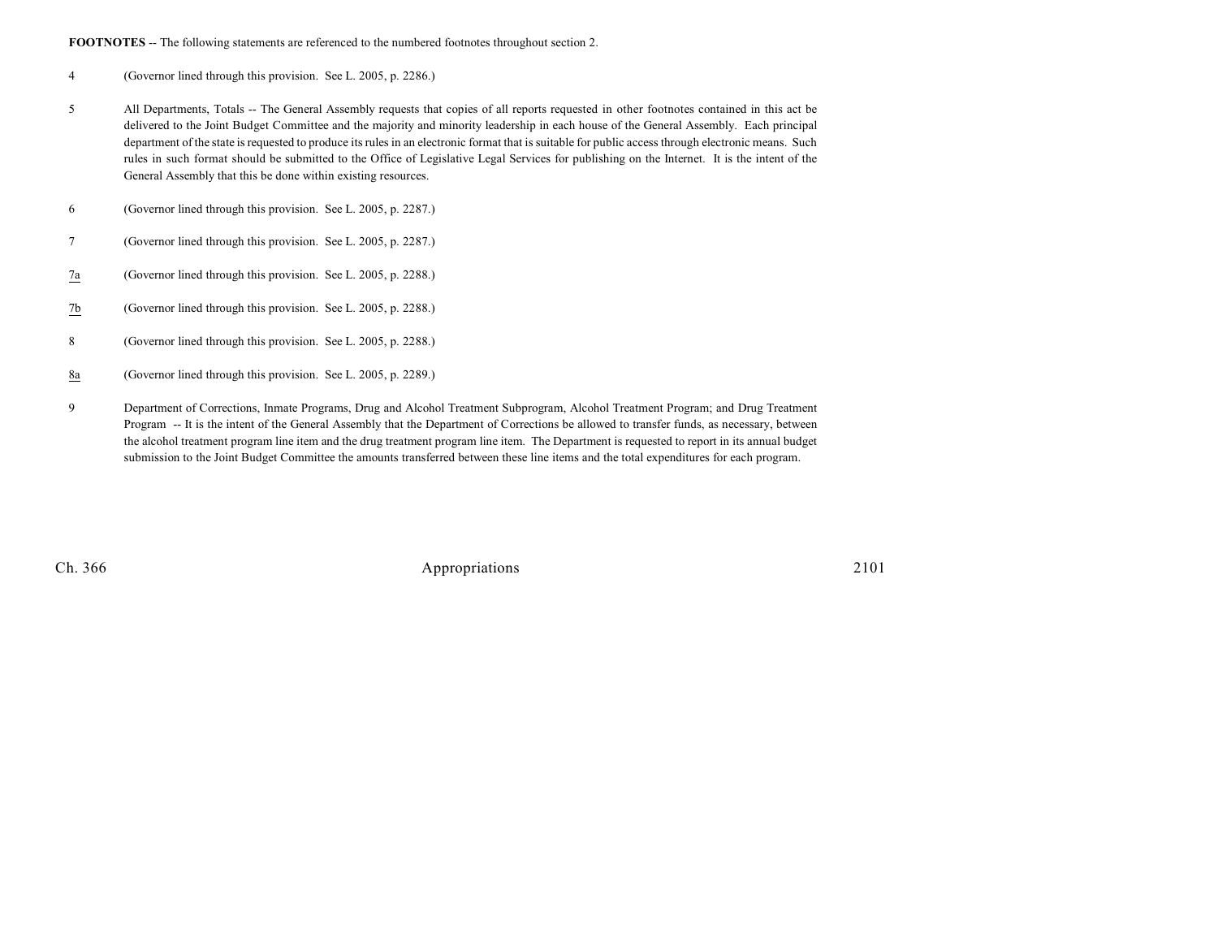**FOOTNOTES** -- The following statements are referenced to the numbered footnotes throughout section 2.

4 (Governor lined through this provision. See L. 2005, p. 2286.)

5 All Departments, Totals -- The General Assembly requests that copies of all reports requested in other footnotes contained in this act be delivered to the Joint Budget Committee and the majority and minority leadership in each house of the General Assembly. Each principal department of the state is requested to produce its rules in an electronic format that is suitable for public access through electronic means. Such rules in such format should be submitted to the Office of Legislative Legal Services for publishing on the Internet. It is the intent of the General Assembly that this be done within existing resources.

6 (Governor lined through this provision. See L. 2005, p. 2287.)

7 (Governor lined through this provision. See L. 2005, p. 2287.)

7a (Governor lined through this provision. See L. 2005, p. 2288.)

7b (Governor lined through this provision. See L. 2005, p. 2288.)

8 (Governor lined through this provision. See L. 2005, p. 2288.)

8a (Governor lined through this provision. See L. 2005, p. 2289.)

9 Department of Corrections, Inmate Programs, Drug and Alcohol Treatment Subprogram, Alcohol Treatment Program; and Drug Treatment Program -- It is the intent of the General Assembly that the Department of Corrections be allowed to transfer funds, as necessary, between the alcohol treatment program line item and the drug treatment program line item. The Department is requested to report in its annual budget submission to the Joint Budget Committee the amounts transferred between these line items and the total expenditures for each program.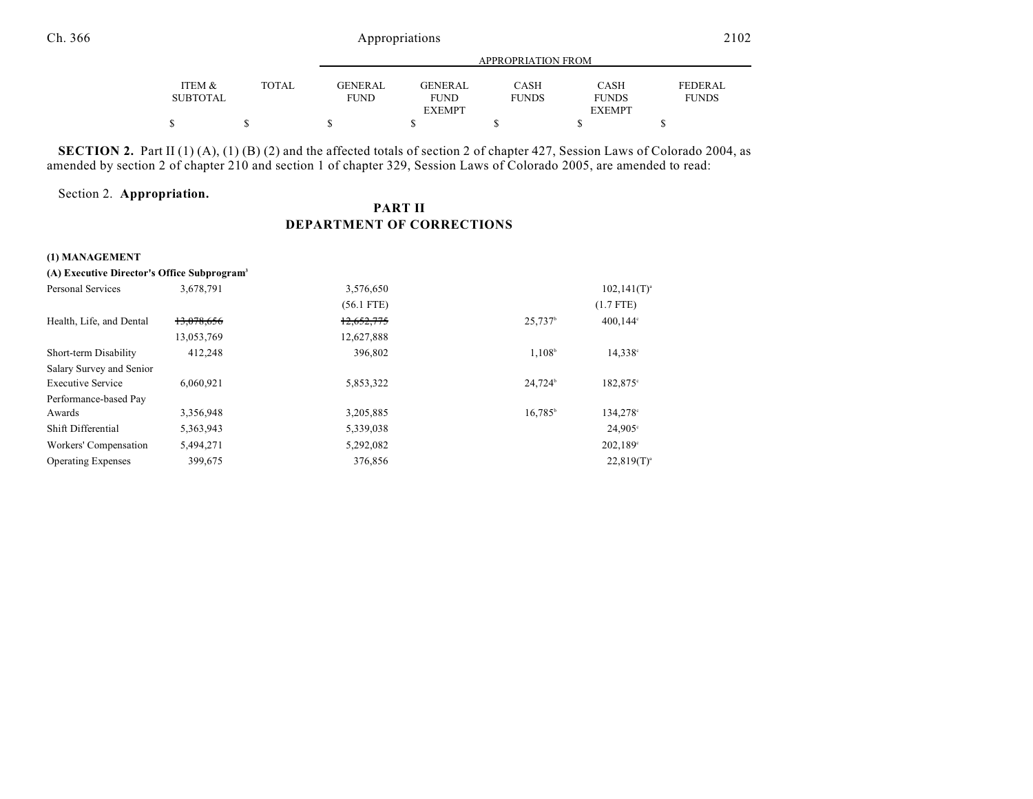**SECTION 2.** Part II (1) (A), (1) (B) (2) and the affected totals of section 2 of chapter 427, Session Laws of Colorado 2004, as amended by section 2 of chapter 210 and section 1 of chapter 329, Session Laws of Colorado 2005, are amended to read:

Section 2. **Appropriation.**

## PART II
## DEPARTMENT OF CORRECTIONS

| | ITEM & SUBTOTAL | TOTAL | GENERAL FUND | GENERAL FUND EXEMPT | CASH FUNDS | CASH FUNDS EXEMPT | FEDERAL FUNDS |
|---|---|---|---|---|---|---|---|
| | | | | APPROPRIATION FROM | | | |
| | $ | $ | $ | $ | $ | $ | $ |
| **(1) MANAGEMENT** | | | | | | | |
| **(A) Executive Director's Office Subprogram**[3] | | | | | | | |
| Personal Services | 3,678,791 | | 3,576,650 | | | 102,141(T)[a] | |
| | | | (56.1 FTE) | | | (1.7 FTE) | |
| Health, Life, and Dental | ~~13,078,656~~ | | ~~12,652,775~~ | | 25,737[b] | 400,144[c] | |
| | 13,053,769 | | 12,627,888 | | | | |
| Short-term Disability | 412,248 | | 396,802 | | 1,108[b] | 14,338[c] | |
| Salary Survey and Senior Executive Service | 6,060,921 | | 5,853,322 | | 24,724[b] | 182,875[c] | |
| Performance-based Pay Awards | 3,356,948 | | 3,205,885 | | 16,785[b] | 134,278[c] | |
| Shift Differential | 5,363,943 | | 5,339,038 | | | 24,905[c] | |
| Workers' Compensation | 5,494,271 | | 5,292,082 | | | 202,189[c] | |
| Operating Expenses | 399,675 | | 376,856 | | | 22,819(T)[a] | |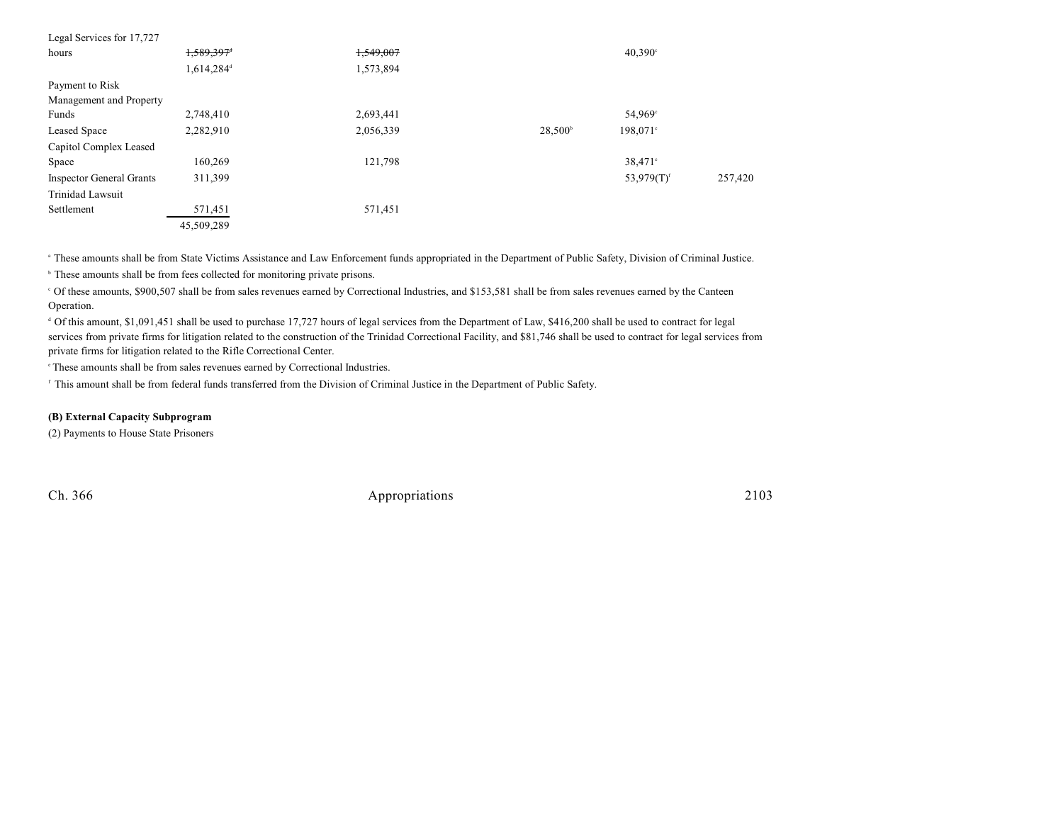| | | | | | |
|---|---|---|---|---|---|
| Legal Services for 17,727 hours | ~~1,589,397~~[a] | ~~1,549,007~~ | | 40,390[c] | |
| | 1,614,284[d] | 1,573,894 | | | |
| Payment to Risk Management and Property Funds | 2,748,410 | 2,693,441 | | 54,969[e] | |
| Leased Space | 2,282,910 | 2,056,339 | 28,500[b] | 198,071[c] | |
| Capitol Complex Leased Space | 160,269 | 121,798 | | 38,471[e] | |
| Inspector General Grants | 311,399 | | | 53,979(T)[f] | 257,420 |
| Trinidad Lawsuit Settlement | 571,451 | 571,451 | | | |
| | 45,509,289 | | | | |

[a] These amounts shall be from State Victims Assistance and Law Enforcement funds appropriated in the Department of Public Safety, Division of Criminal Justice.

[b] These amounts shall be from fees collected for monitoring private prisons.

[c] Of these amounts, $900,507 shall be from sales revenues earned by Correctional Industries, and $153,581 shall be from sales revenues earned by the Canteen Operation.

[d] Of this amount, $1,091,451 shall be used to purchase 17,727 hours of legal services from the Department of Law, $416,200 shall be used to contract for legal services from private firms for litigation related to the construction of the Trinidad Correctional Facility, and $81,746 shall be used to contract for legal services from private firms for litigation related to the Rifle Correctional Center.

[e] These amounts shall be from sales revenues earned by Correctional Industries.

[f] This amount shall be from federal funds transferred from the Division of Criminal Justice in the Department of Public Safety.

**(B) External Capacity Subprogram**

(2) Payments to House State Prisoners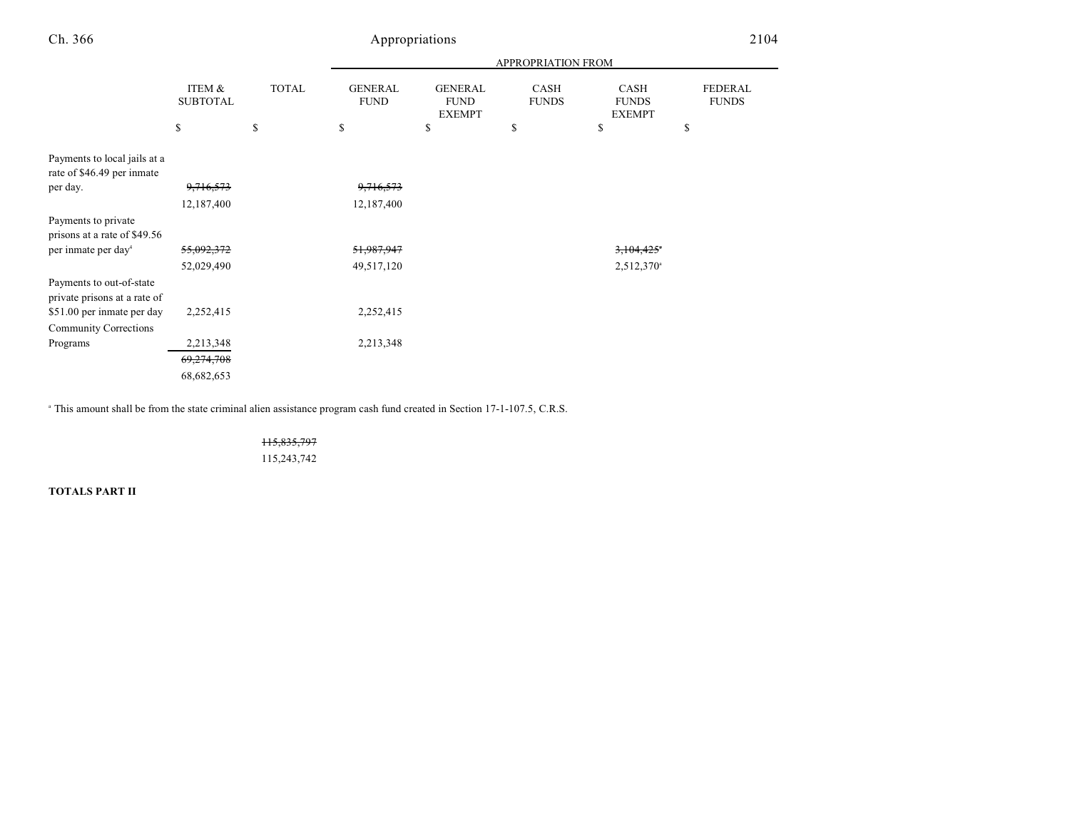| | ITEM & SUBTOTAL | TOTAL | APPROPRIATION FROM GENERAL FUND | GENERAL FUND EXEMPT | CASH FUNDS | CASH FUNDS EXEMPT | FEDERAL FUNDS |
|---|---|---|---|---|---|---|---|
| | $ | $ | $ | $ | $ | $ | $ |
| Payments to local jails at a rate of $46.49 per inmate per day. | ~~9,716,573~~ | | ~~9,716,573~~ | | | | |
| | 12,187,400 | | 12,187,400 | | | | |
| Payments to private prisons at a rate of $49.56 per inmate per day[4] | ~~55,092,372~~ | | ~~51,987,947~~ | | | ~~3,104,425~~[a] | |
| | 52,029,490 | | 49,517,120 | | | 2,512,370[a] | |
| Payments to out-of-state private prisons at a rate of $51.00 per inmate per day | 2,252,415 | | 2,252,415 | | | | |
| Community Corrections Programs | 2,213,348 | | 2,213,348 | | | | |
| | ~~69,274,708~~ | | | | | | |
| | 68,682,653 | | | | | | |

[a] This amount shall be from the state criminal alien assistance program cash fund created in Section 17-1-107.5, C.R.S.

| | | TOTAL |
|---|---|---|
| | | ~~115,835,797~~ |
| | | 115,243,742 |

**TOTALS PART II**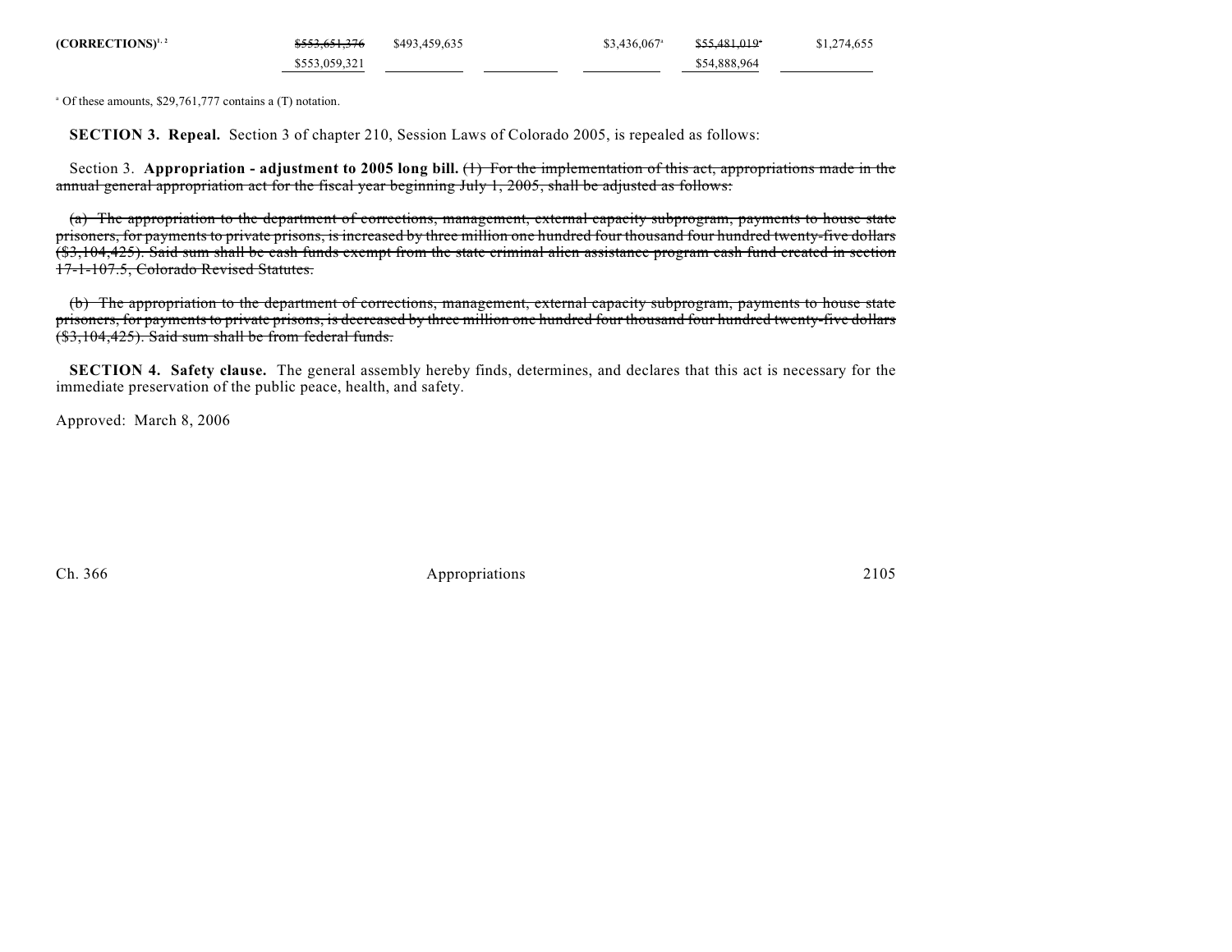| | | | | | | |
|---|---|---|---|---|---|---|
| (CORRECTIONS)[1, 2] | ~~$553,651,376~~ $553,059,321 | $493,459,635 | | $3,436,067[a] | ~~$55,481,019[a]~~ $54,888,964 | $1,274,655 |

[a] Of these amounts, $29,761,777 contains a (T) notation.

**SECTION 3. Repeal.** Section 3 of chapter 210, Session Laws of Colorado 2005, is repealed as follows:

Section 3. **Appropriation - adjustment to 2005 long bill.** ~~(1) For the implementation of this act, appropriations made in the annual general appropriation act for the fiscal year beginning July 1, 2005, shall be adjusted as follows:~~

~~(a) The appropriation to the department of corrections, management, external capacity subprogram, payments to house state prisoners, for payments to private prisons, is increased by three million one hundred four thousand four hundred twenty-five dollars ($3,104,425). Said sum shall be cash funds exempt from the state criminal alien assistance program cash fund created in section 17-1-107.5, Colorado Revised Statutes.~~

~~(b) The appropriation to the department of corrections, management, external capacity subprogram, payments to house state prisoners, for payments to private prisons, is decreased by three million one hundred four thousand four hundred twenty-five dollars ($3,104,425). Said sum shall be from federal funds.~~

**SECTION 4. Safety clause.** The general assembly hereby finds, determines, and declares that this act is necessary for the immediate preservation of the public peace, health, and safety.

Approved: March 8, 2006